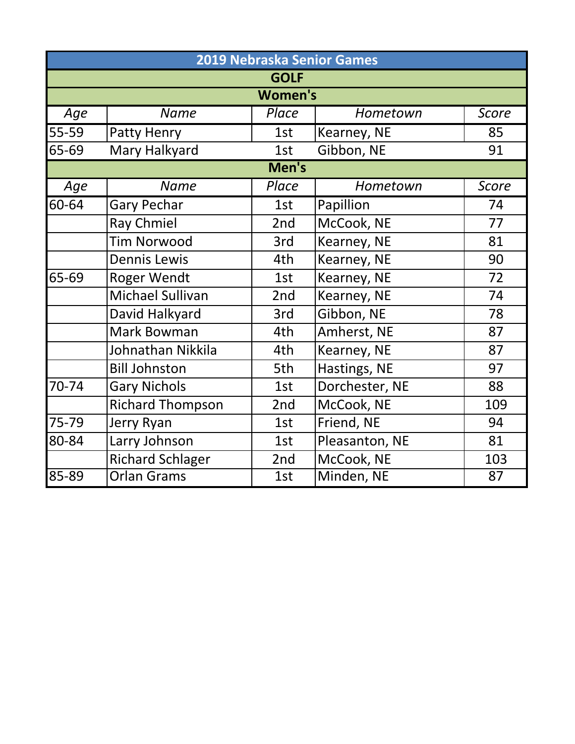# 2019 Nebraska Senior Games

## GOLF

### Women's

| *Age* | *Name* | *Place* | *Hometown* | *Score* |
|---|---|---|---|---|
| 55-59 | Patty Henry | 1st | Kearney, NE | 85 |
| 65-69 | Mary Halkyard | 1st | Gibbon, NE | 91 |

### Men's

| *Age* | *Name* | *Place* | *Hometown* | *Score* |
|---|---|---|---|---|
| 60-64 | Gary Pechar | 1st | Papillion | 74 |
| | Ray Chmiel | 2nd | McCook, NE | 77 |
| | Tim Norwood | 3rd | Kearney, NE | 81 |
| | Dennis Lewis | 4th | Kearney, NE | 90 |
| 65-69 | Roger Wendt | 1st | Kearney, NE | 72 |
| | Michael Sullivan | 2nd | Kearney, NE | 74 |
| | David Halkyard | 3rd | Gibbon, NE | 78 |
| | Mark Bowman | 4th | Amherst, NE | 87 |
| | Johnathan Nikkila | 4th | Kearney, NE | 87 |
| | Bill Johnston | 5th | Hastings, NE | 97 |
| 70-74 | Gary Nichols | 1st | Dorchester, NE | 88 |
| | Richard Thompson | 2nd | McCook, NE | 109 |
| 75-79 | Jerry Ryan | 1st | Friend, NE | 94 |
| 80-84 | Larry Johnson | 1st | Pleasanton, NE | 81 |
| | Richard Schlager | 2nd | McCook, NE | 103 |
| 85-89 | Orlan Grams | 1st | Minden, NE | 87 |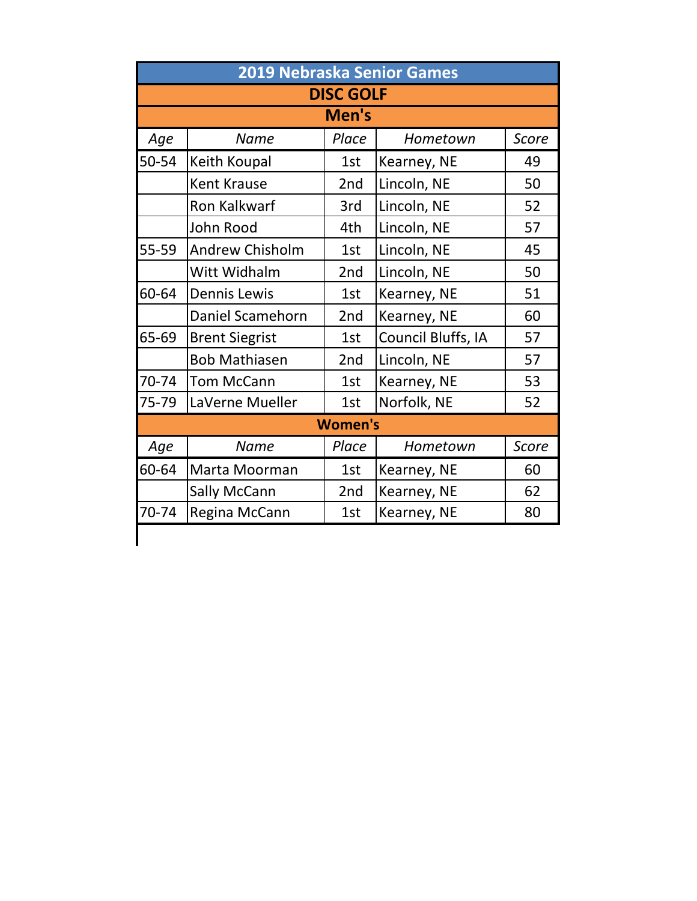# 2019 Nebraska Senior Games

## DISC GOLF

### Men's

| *Age* | *Name* | *Place* | *Hometown* | *Score* |
|---|---|---|---|---|
| 50-54 | Keith Koupal | 1st | Kearney, NE | 49 |
| | Kent Krause | 2nd | Lincoln, NE | 50 |
| | Ron Kalkwarf | 3rd | Lincoln, NE | 52 |
| | John Rood | 4th | Lincoln, NE | 57 |
| 55-59 | Andrew Chisholm | 1st | Lincoln, NE | 45 |
| | Witt Widhalm | 2nd | Lincoln, NE | 50 |
| 60-64 | Dennis Lewis | 1st | Kearney, NE | 51 |
| | Daniel Scamehorn | 2nd | Kearney, NE | 60 |
| 65-69 | Brent Siegrist | 1st | Council Bluffs, IA | 57 |
| | Bob Mathiasen | 2nd | Lincoln, NE | 57 |
| 70-74 | Tom McCann | 1st | Kearney, NE | 53 |
| 75-79 | LaVerne Mueller | 1st | Norfolk, NE | 52 |

### Women's

| *Age* | *Name* | *Place* | *Hometown* | *Score* |
|---|---|---|---|---|
| 60-64 | Marta Moorman | 1st | Kearney, NE | 60 |
| | Sally McCann | 2nd | Kearney, NE | 62 |
| 70-74 | Regina McCann | 1st | Kearney, NE | 80 |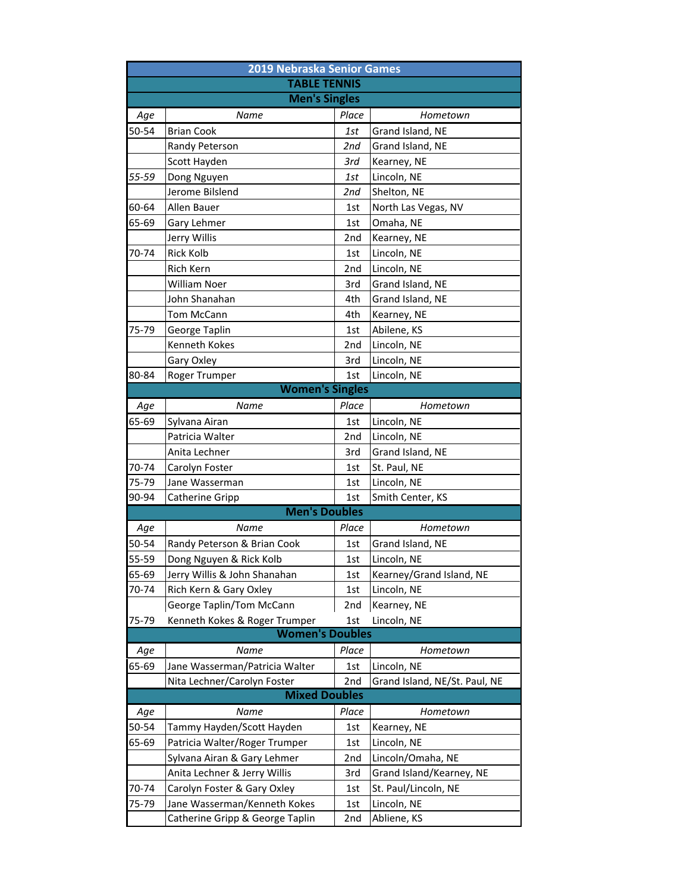# 2019 Nebraska Senior Games

## TABLE TENNIS

### Men's Singles

| *Age* | *Name* | *Place* | *Hometown* |
|---|---|---|---|
| 50-54 | Brian Cook | *1st* | Grand Island, NE |
| | Randy Peterson | *2nd* | Grand Island, NE |
| | Scott Hayden | *3rd* | Kearney, NE |
| *55-59* | Dong Nguyen | *1st* | Lincoln, NE |
| | Jerome Bilslend | *2nd* | Shelton, NE |
| 60-64 | Allen Bauer | 1st | North Las Vegas, NV |
| 65-69 | Gary Lehmer | 1st | Omaha, NE |
| | Jerry Willis | 2nd | Kearney, NE |
| 70-74 | Rick Kolb | 1st | Lincoln, NE |
| | Rich Kern | 2nd | Lincoln, NE |
| | William Noer | 3rd | Grand Island, NE |
| | John Shanahan | 4th | Grand Island, NE |
| | Tom McCann | 4th | Kearney, NE |
| 75-79 | George Taplin | 1st | Abilene, KS |
| | Kenneth Kokes | 2nd | Lincoln, NE |
| | Gary Oxley | 3rd | Lincoln, NE |
| 80-84 | Roger Trumper | 1st | Lincoln, NE |

### Women's Singles

| *Age* | *Name* | *Place* | *Hometown* |
|---|---|---|---|
| 65-69 | Sylvana Airan | 1st | Lincoln, NE |
| | Patricia Walter | 2nd | Lincoln, NE |
| | Anita Lechner | 3rd | Grand Island, NE |
| 70-74 | Carolyn Foster | 1st | St. Paul, NE |
| 75-79 | Jane Wasserman | 1st | Lincoln, NE |
| 90-94 | Catherine Gripp | 1st | Smith Center, KS |

### Men's Doubles

| *Age* | *Name* | *Place* | *Hometown* |
|---|---|---|---|
| 50-54 | Randy Peterson & Brian Cook | 1st | Grand Island, NE |
| 55-59 | Dong Nguyen & Rick Kolb | 1st | Lincoln, NE |
| 65-69 | Jerry Willis & John Shanahan | 1st | Kearney/Grand Island, NE |
| 70-74 | Rich Kern & Gary Oxley | 1st | Lincoln, NE |
| | George Taplin/Tom McCann | 2nd | Kearney, NE |
| 75-79 | Kenneth Kokes & Roger Trumper | 1st | Lincoln, NE |

### Women's Doubles

| *Age* | *Name* | *Place* | *Hometown* |
|---|---|---|---|
| 65-69 | Jane Wasserman/Patricia Walter | 1st | Lincoln, NE |
| | Nita Lechner/Carolyn Foster | 2nd | Grand Island, NE/St. Paul, NE |

### Mixed Doubles

| *Age* | *Name* | *Place* | *Hometown* |
|---|---|---|---|
| 50-54 | Tammy Hayden/Scott Hayden | 1st | Kearney, NE |
| 65-69 | Patricia Walter/Roger Trumper | 1st | Lincoln, NE |
| | Sylvana Airan & Gary Lehmer | 2nd | Lincoln/Omaha, NE |
| | Anita Lechner & Jerry Willis | 3rd | Grand Island/Kearney, NE |
| 70-74 | Carolyn Foster & Gary Oxley | 1st | St. Paul/Lincoln, NE |
| 75-79 | Jane Wasserman/Kenneth Kokes | 1st | Lincoln, NE |
| | Catherine Gripp & George Taplin | 2nd | Abliene, KS |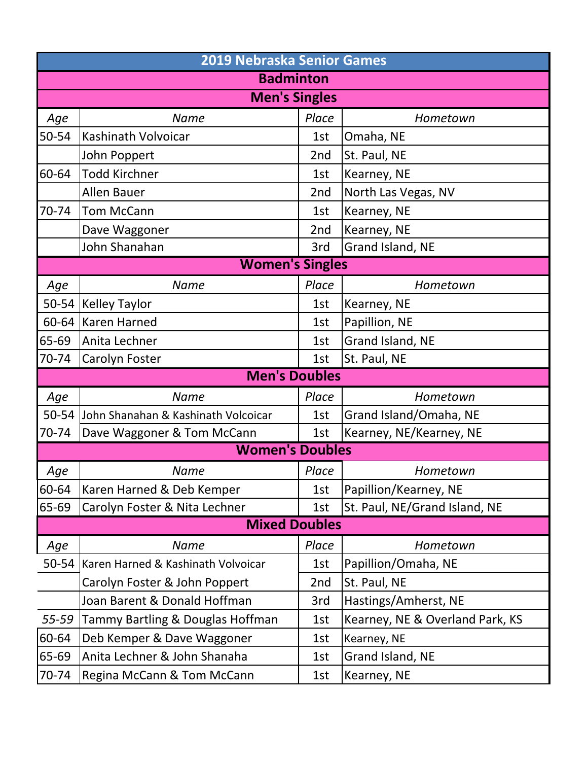# 2019 Nebraska Senior Games

## Badminton

### Men's Singles

| Age | Name | Place | Hometown |
|---|---|---|---|
| 50-54 | Kashinath Volvoicar | 1st | Omaha, NE |
| | John Poppert | 2nd | St. Paul, NE |
| 60-64 | Todd Kirchner | 1st | Kearney, NE |
| | Allen Bauer | 2nd | North Las Vegas, NV |
| 70-74 | Tom McCann | 1st | Kearney, NE |
| | Dave Waggoner | 2nd | Kearney, NE |
| | John Shanahan | 3rd | Grand Island, NE |

### Women's Singles

| Age | Name | Place | Hometown |
|---|---|---|---|
| 50-54 | Kelley Taylor | 1st | Kearney, NE |
| 60-64 | Karen Harned | 1st | Papillion, NE |
| 65-69 | Anita Lechner | 1st | Grand Island, NE |
| 70-74 | Carolyn Foster | 1st | St. Paul, NE |

### Men's Doubles

| Age | Name | Place | Hometown |
|---|---|---|---|
| 50-54 | John Shanahan & Kashinath Volcoicar | 1st | Grand Island/Omaha, NE |
| 70-74 | Dave Waggoner & Tom McCann | 1st | Kearney, NE/Kearney, NE |

### Women's Doubles

| Age | Name | Place | Hometown |
|---|---|---|---|
| 60-64 | Karen Harned & Deb Kemper | 1st | Papillion/Kearney, NE |
| 65-69 | Carolyn Foster & Nita Lechner | 1st | St. Paul, NE/Grand Island, NE |

### Mixed Doubles

| Age | Name | Place | Hometown |
|---|---|---|---|
| 50-54 | Karen Harned & Kashinath Volvoicar | 1st | Papillion/Omaha, NE |
| | Carolyn Foster & John Poppert | 2nd | St. Paul, NE |
| | Joan Barent & Donald Hoffman | 3rd | Hastings/Amherst, NE |
| *55-59* | Tammy Bartling & Douglas Hoffman | 1st | Kearney, NE & Overland Park, KS |
| 60-64 | Deb Kemper & Dave Waggoner | 1st | Kearney, NE |
| 65-69 | Anita Lechner & John Shanaha | 1st | Grand Island, NE |
| 70-74 | Regina McCann & Tom McCann | 1st | Kearney, NE |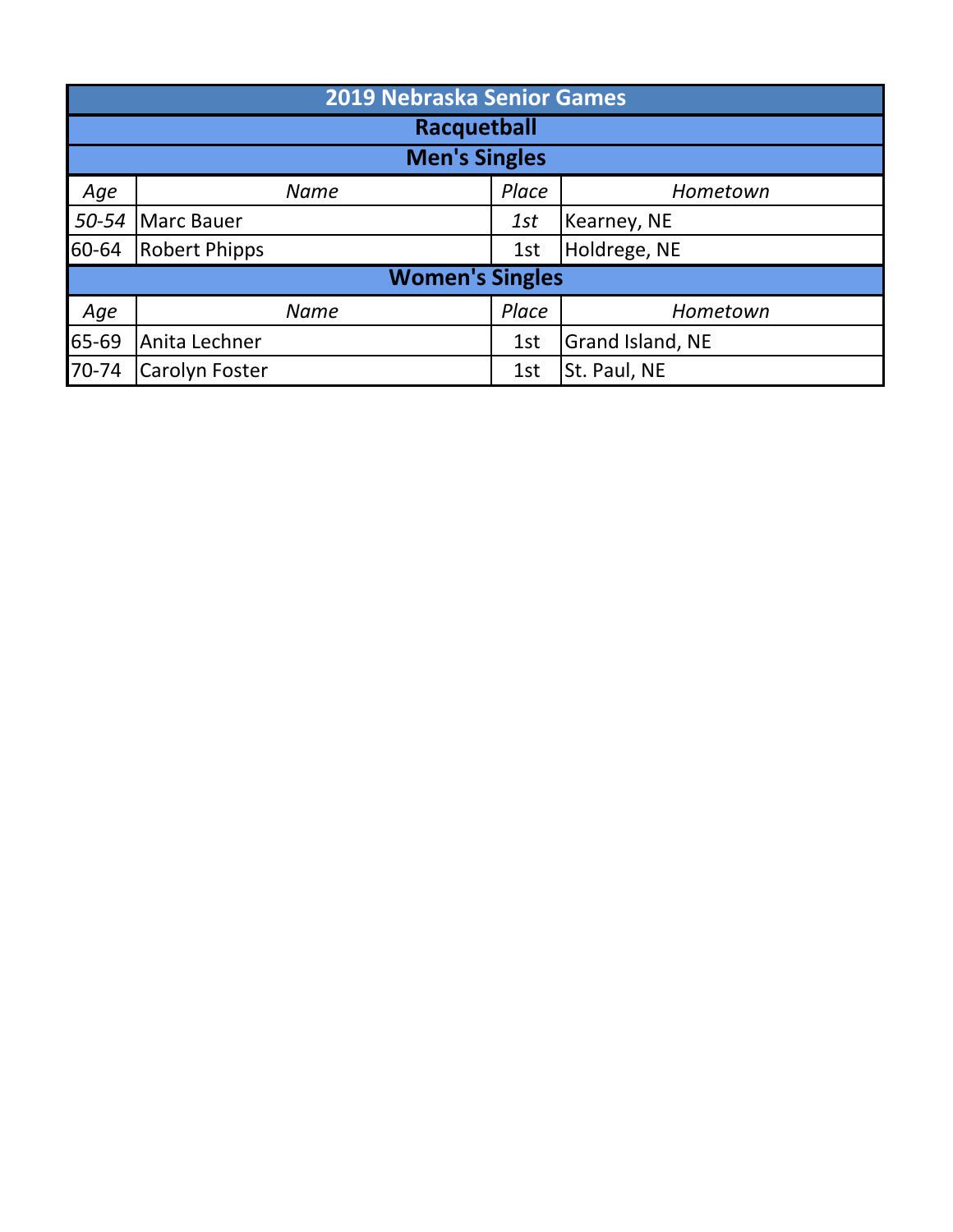| 2019 Nebraska Senior Games | | | |
|---|---|---|---|
| **Racquetball** | | | |
| **Men's Singles** | | | |
| *Age* | *Name* | *Place* | *Hometown* |
| *50-54* | Marc Bauer | *1st* | Kearney, NE |
| 60-64 | Robert Phipps | 1st | Holdrege, NE |
| **Women's Singles** | | | |
| *Age* | *Name* | *Place* | *Hometown* |
| 65-69 | Anita Lechner | 1st | Grand Island, NE |
| 70-74 | Carolyn Foster | 1st | St. Paul, NE |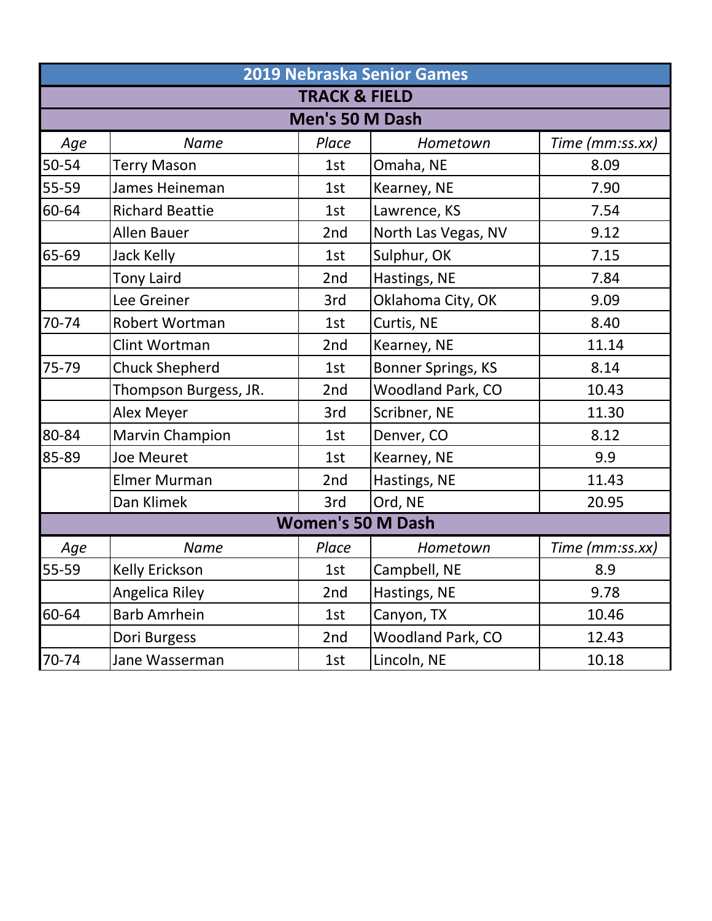# 2019 Nebraska Senior Games

## TRACK & FIELD

### Men's 50 M Dash

| Age | Name | Place | Hometown | Time (mm:ss.xx) |
|---|---|---|---|---|
| 50-54 | Terry Mason | 1st | Omaha, NE | 8.09 |
| 55-59 | James Heineman | 1st | Kearney, NE | 7.90 |
| 60-64 | Richard Beattie | 1st | Lawrence, KS | 7.54 |
| | Allen Bauer | 2nd | North Las Vegas, NV | 9.12 |
| 65-69 | Jack Kelly | 1st | Sulphur, OK | 7.15 |
| | Tony Laird | 2nd | Hastings, NE | 7.84 |
| | Lee Greiner | 3rd | Oklahoma City, OK | 9.09 |
| 70-74 | Robert Wortman | 1st | Curtis, NE | 8.40 |
| | Clint Wortman | 2nd | Kearney, NE | 11.14 |
| 75-79 | Chuck Shepherd | 1st | Bonner Springs, KS | 8.14 |
| | Thompson Burgess, JR. | 2nd | Woodland Park, CO | 10.43 |
| | Alex Meyer | 3rd | Scribner, NE | 11.30 |
| 80-84 | Marvin Champion | 1st | Denver, CO | 8.12 |
| 85-89 | Joe Meuret | 1st | Kearney, NE | 9.9 |
| | Elmer Murman | 2nd | Hastings, NE | 11.43 |
| | Dan Klimek | 3rd | Ord, NE | 20.95 |

### Women's 50 M Dash

| Age | Name | Place | Hometown | Time (mm:ss.xx) |
|---|---|---|---|---|
| 55-59 | Kelly Erickson | 1st | Campbell, NE | 8.9 |
| | Angelica Riley | 2nd | Hastings, NE | 9.78 |
| 60-64 | Barb Amrhein | 1st | Canyon, TX | 10.46 |
| | Dori Burgess | 2nd | Woodland Park, CO | 12.43 |
| 70-74 | Jane Wasserman | 1st | Lincoln, NE | 10.18 |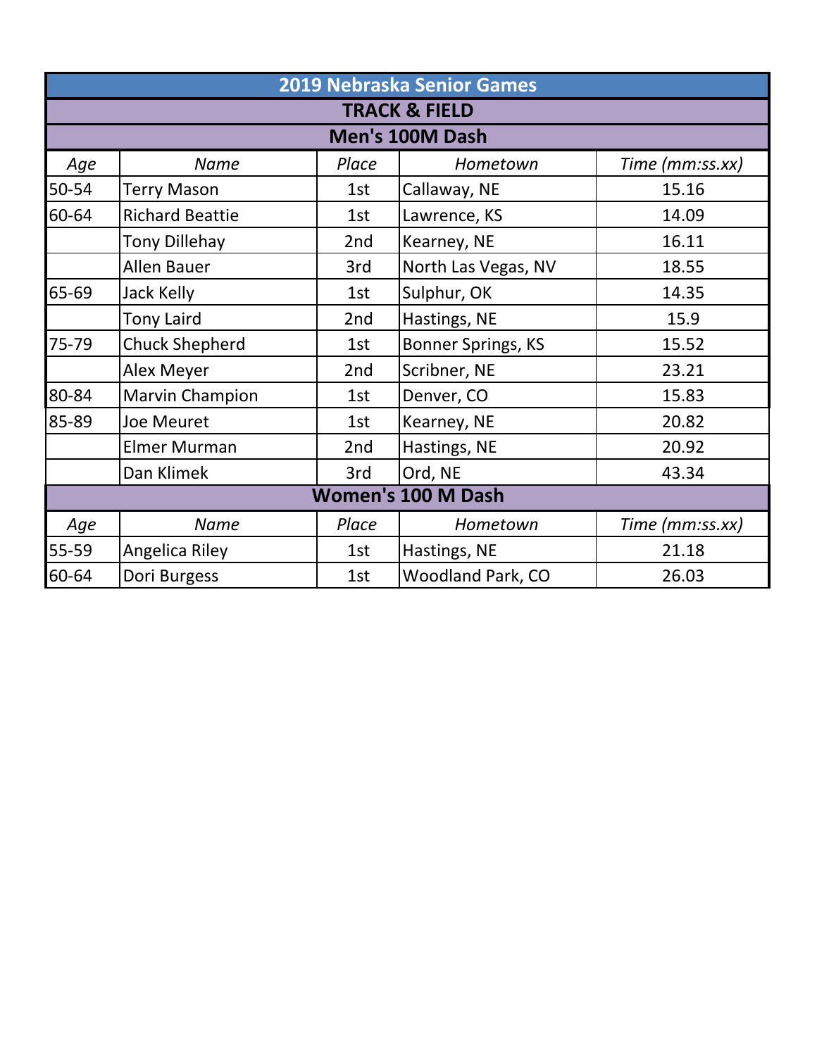# 2019 Nebraska Senior Games

## TRACK & FIELD

### Men's 100M Dash

| *Age* | *Name* | *Place* | *Hometown* | *Time (mm:ss.xx)* |
|---|---|---|---|---|
| 50-54 | Terry Mason | 1st | Callaway, NE | 15.16 |
| 60-64 | Richard Beattie | 1st | Lawrence, KS | 14.09 |
| | Tony Dillehay | 2nd | Kearney, NE | 16.11 |
| | Allen Bauer | 3rd | North Las Vegas, NV | 18.55 |
| 65-69 | Jack Kelly | 1st | Sulphur, OK | 14.35 |
| | Tony Laird | 2nd | Hastings, NE | 15.9 |
| 75-79 | Chuck Shepherd | 1st | Bonner Springs, KS | 15.52 |
| | Alex Meyer | 2nd | Scribner, NE | 23.21 |
| 80-84 | Marvin Champion | 1st | Denver, CO | 15.83 |
| 85-89 | Joe Meuret | 1st | Kearney, NE | 20.82 |
| | Elmer Murman | 2nd | Hastings, NE | 20.92 |
| | Dan Klimek | 3rd | Ord, NE | 43.34 |

### Women's 100 M Dash

| *Age* | *Name* | *Place* | *Hometown* | *Time (mm:ss.xx)* |
|---|---|---|---|---|
| 55-59 | Angelica Riley | 1st | Hastings, NE | 21.18 |
| 60-64 | Dori Burgess | 1st | Woodland Park, CO | 26.03 |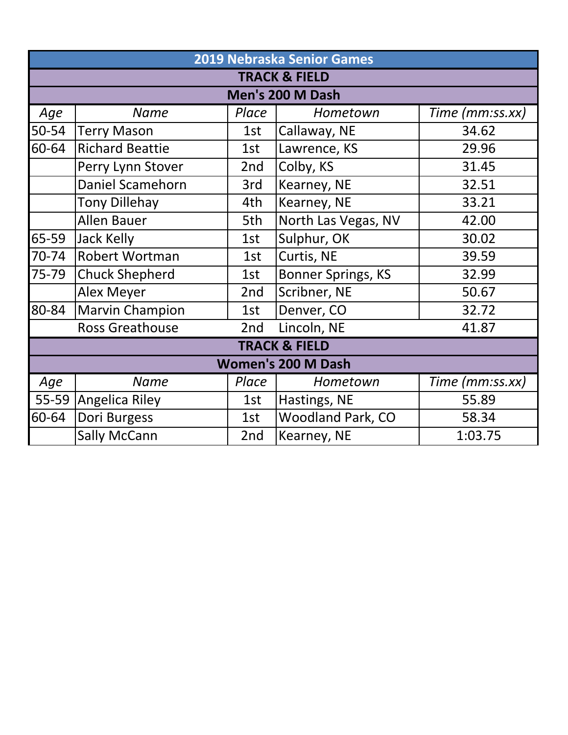# 2019 Nebraska Senior Games

## TRACK & FIELD

### Men's 200 M Dash

| Age | Name | Place | Hometown | Time (mm:ss.xx) |
|---|---|---|---|---|
| 50-54 | Terry Mason | 1st | Callaway, NE | 34.62 |
| 60-64 | Richard Beattie | 1st | Lawrence, KS | 29.96 |
| | Perry Lynn Stover | 2nd | Colby, KS | 31.45 |
| | Daniel Scamehorn | 3rd | Kearney, NE | 32.51 |
| | Tony Dillehay | 4th | Kearney, NE | 33.21 |
| | Allen Bauer | 5th | North Las Vegas, NV | 42.00 |
| 65-59 | Jack Kelly | 1st | Sulphur, OK | 30.02 |
| 70-74 | Robert Wortman | 1st | Curtis, NE | 39.59 |
| 75-79 | Chuck Shepherd | 1st | Bonner Springs, KS | 32.99 |
| | Alex Meyer | 2nd | Scribner, NE | 50.67 |
| 80-84 | Marvin Champion | 1st | Denver, CO | 32.72 |
| | Ross Greathouse | 2nd | Lincoln, NE | 41.87 |

## TRACK & FIELD

### Women's 200 M Dash

| Age | Name | Place | Hometown | Time (mm:ss.xx) |
|---|---|---|---|---|
| 55-59 | Angelica Riley | 1st | Hastings, NE | 55.89 |
| 60-64 | Dori Burgess | 1st | Woodland Park, CO | 58.34 |
| | Sally McCann | 2nd | Kearney, NE | 1:03.75 |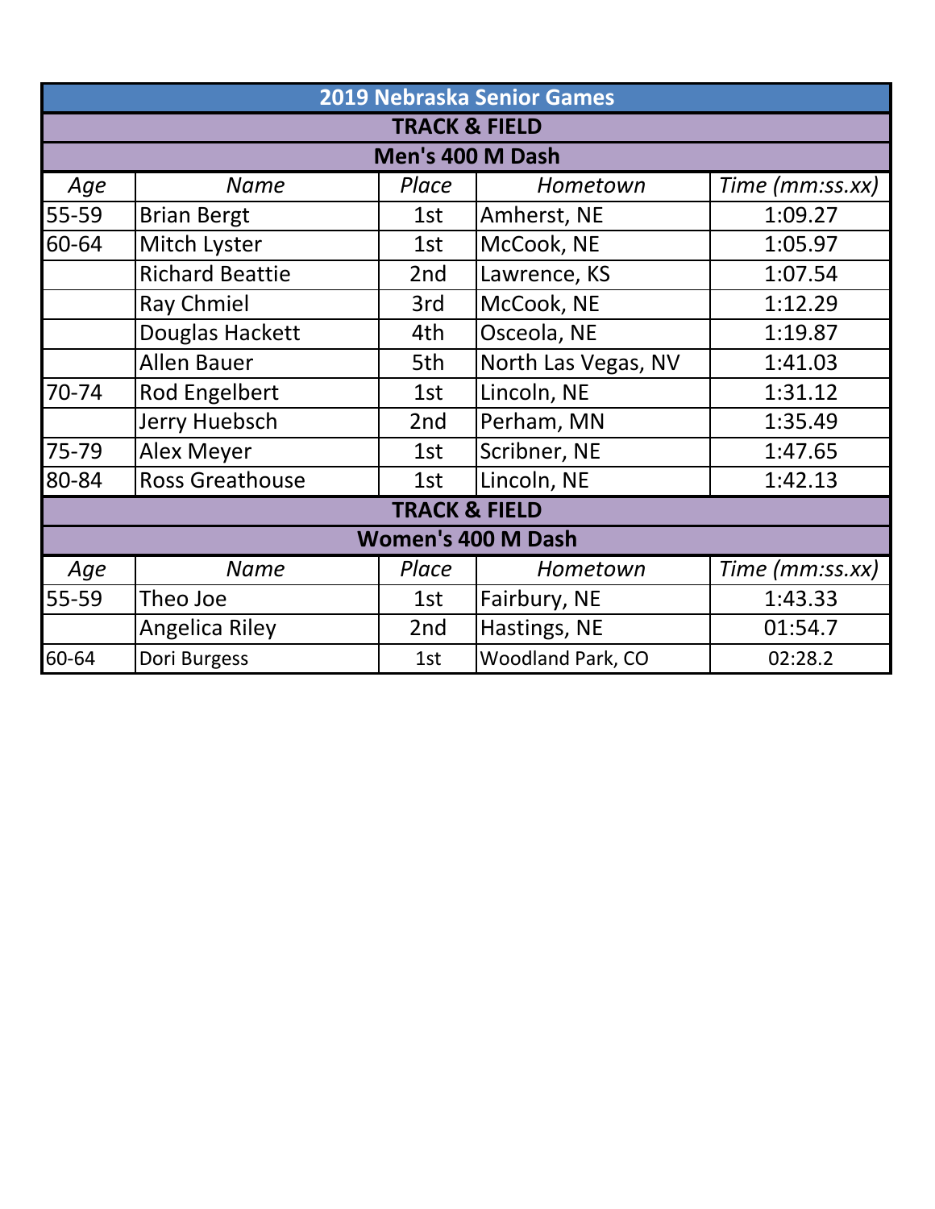# 2019 Nebraska Senior Games

## TRACK & FIELD

### Men's 400 M Dash

| *Age* | *Name* | *Place* | *Hometown* | *Time (mm:ss.xx)* |
|---|---|---|---|---|
| 55-59 | Brian Bergt | 1st | Amherst, NE | 1:09.27 |
| 60-64 | Mitch Lyster | 1st | McCook, NE | 1:05.97 |
| | Richard Beattie | 2nd | Lawrence, KS | 1:07.54 |
| | Ray Chmiel | 3rd | McCook, NE | 1:12.29 |
| | Douglas Hackett | 4th | Osceola, NE | 1:19.87 |
| | Allen Bauer | 5th | North Las Vegas, NV | 1:41.03 |
| 70-74 | Rod Engelbert | 1st | Lincoln, NE | 1:31.12 |
| | Jerry Huebsch | 2nd | Perham, MN | 1:35.49 |
| 75-79 | Alex Meyer | 1st | Scribner, NE | 1:47.65 |
| 80-84 | Ross Greathouse | 1st | Lincoln, NE | 1:42.13 |

## TRACK & FIELD

### Women's 400 M Dash

| *Age* | *Name* | *Place* | *Hometown* | *Time (mm:ss.xx)* |
|---|---|---|---|---|
| 55-59 | Theo Joe | 1st | Fairbury, NE | 1:43.33 |
| | Angelica Riley | 2nd | Hastings, NE | 01:54.7 |
| 60-64 | Dori Burgess | 1st | Woodland Park, CO | 02:28.2 |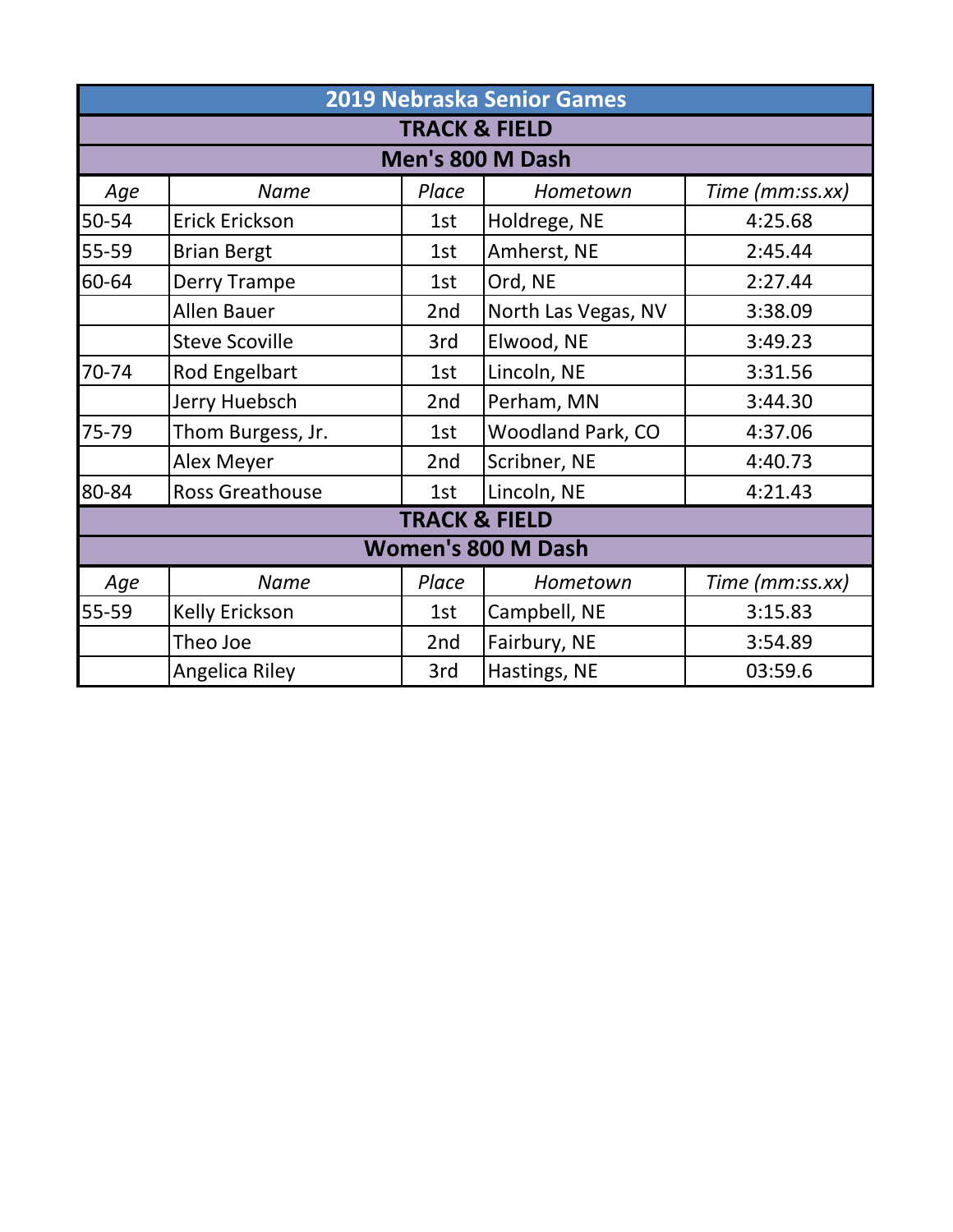# 2019 Nebraska Senior Games

## TRACK & FIELD

### Men's 800 M Dash

| *Age* | *Name* | *Place* | *Hometown* | *Time (mm:ss.xx)* |
|---|---|---|---|---|
| 50-54 | Erick Erickson | 1st | Holdrege, NE | 4:25.68 |
| 55-59 | Brian Bergt | 1st | Amherst, NE | 2:45.44 |
| 60-64 | Derry Trampe | 1st | Ord, NE | 2:27.44 |
| | Allen Bauer | 2nd | North Las Vegas, NV | 3:38.09 |
| | Steve Scoville | 3rd | Elwood, NE | 3:49.23 |
| 70-74 | Rod Engelbart | 1st | Lincoln, NE | 3:31.56 |
| | Jerry Huebsch | 2nd | Perham, MN | 3:44.30 |
| 75-79 | Thom Burgess, Jr. | 1st | Woodland Park, CO | 4:37.06 |
| | Alex Meyer | 2nd | Scribner, NE | 4:40.73 |
| 80-84 | Ross Greathouse | 1st | Lincoln, NE | 4:21.43 |

## TRACK & FIELD

### Women's 800 M Dash

| *Age* | *Name* | *Place* | *Hometown* | *Time (mm:ss.xx)* |
|---|---|---|---|---|
| 55-59 | Kelly Erickson | 1st | Campbell, NE | 3:15.83 |
| | Theo Joe | 2nd | Fairbury, NE | 3:54.89 |
| | Angelica Riley | 3rd | Hastings, NE | 03:59.6 |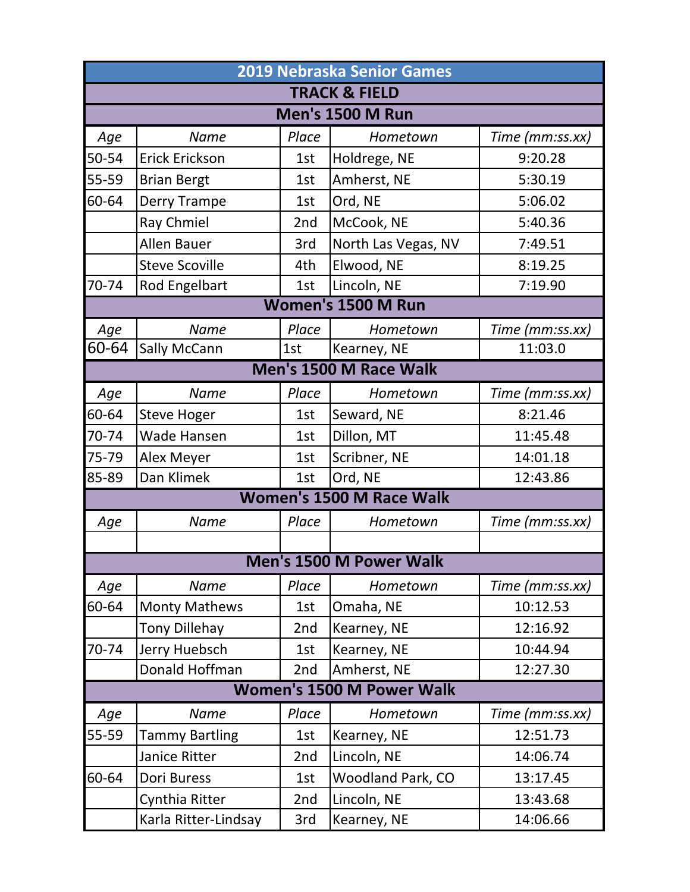# 2019 Nebraska Senior Games

## TRACK & FIELD

### Men's 1500 M Run

| *Age* | *Name* | *Place* | *Hometown* | *Time (mm:ss.xx)* |
|---|---|---|---|---|
| 50-54 | Erick Erickson | 1st | Holdrege, NE | 9:20.28 |
| 55-59 | Brian Bergt | 1st | Amherst, NE | 5:30.19 |
| 60-64 | Derry Trampe | 1st | Ord, NE | 5:06.02 |
| | Ray Chmiel | 2nd | McCook, NE | 5:40.36 |
| | Allen Bauer | 3rd | North Las Vegas, NV | 7:49.51 |
| | Steve Scoville | 4th | Elwood, NE | 8:19.25 |
| 70-74 | Rod Engelbart | 1st | Lincoln, NE | 7:19.90 |

### Women's 1500 M Run

| *Age* | *Name* | *Place* | *Hometown* | *Time (mm:ss.xx)* |
|---|---|---|---|---|
| 60-64 | Sally McCann | 1st | Kearney, NE | 11:03.0 |

### Men's 1500 M Race Walk

| *Age* | *Name* | *Place* | *Hometown* | *Time (mm:ss.xx)* |
|---|---|---|---|---|
| 60-64 | Steve Hoger | 1st | Seward, NE | 8:21.46 |
| 70-74 | Wade Hansen | 1st | Dillon, MT | 11:45.48 |
| 75-79 | Alex Meyer | 1st | Scribner, NE | 14:01.18 |
| 85-89 | Dan Klimek | 1st | Ord, NE | 12:43.86 |

### Women's 1500 M Race Walk

| *Age* | *Name* | *Place* | *Hometown* | *Time (mm:ss.xx)* |
|---|---|---|---|---|
| | | | | |

### Men's 1500 M Power Walk

| *Age* | *Name* | *Place* | *Hometown* | *Time (mm:ss.xx)* |
|---|---|---|---|---|
| 60-64 | Monty Mathews | 1st | Omaha, NE | 10:12.53 |
| | Tony Dillehay | 2nd | Kearney, NE | 12:16.92 |
| 70-74 | Jerry Huebsch | 1st | Kearney, NE | 10:44.94 |
| | Donald Hoffman | 2nd | Amherst, NE | 12:27.30 |

### Women's 1500 M Power Walk

| *Age* | *Name* | *Place* | *Hometown* | *Time (mm:ss.xx)* |
|---|---|---|---|---|
| 55-59 | Tammy Bartling | 1st | Kearney, NE | 12:51.73 |
| | Janice Ritter | 2nd | Lincoln, NE | 14:06.74 |
| 60-64 | Dori Buress | 1st | Woodland Park, CO | 13:17.45 |
| | Cynthia Ritter | 2nd | Lincoln, NE | 13:43.68 |
| | Karla Ritter-Lindsay | 3rd | Kearney, NE | 14:06.66 |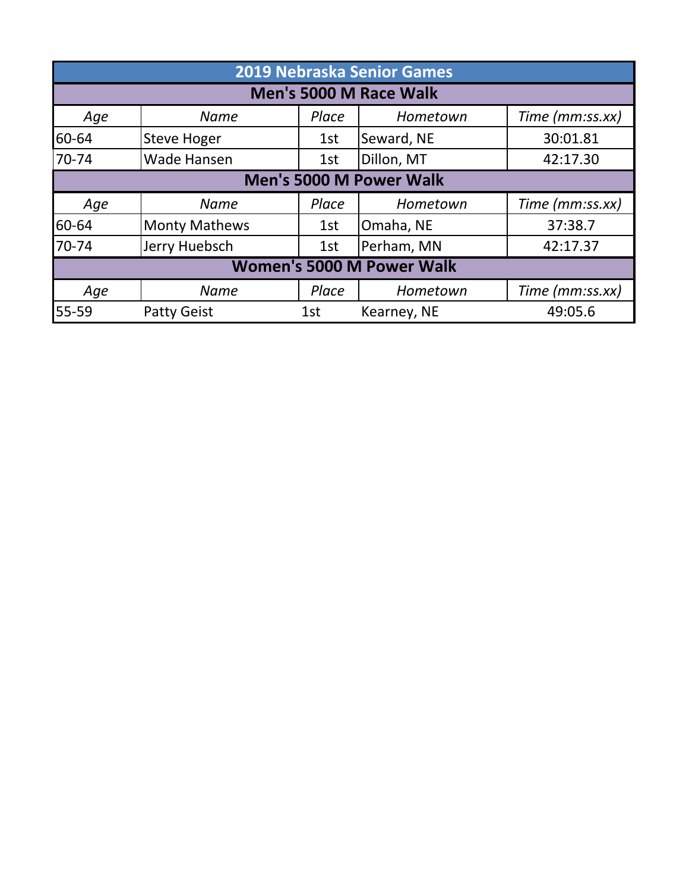# 2019 Nebraska Senior Games

## Men's 5000 M Race Walk

| Age | Name | Place | Hometown | Time (mm:ss.xx) |
|---|---|---|---|---|
| 60-64 | Steve Hoger | 1st | Seward, NE | 30:01.81 |
| 70-74 | Wade Hansen | 1st | Dillon, MT | 42:17.30 |

## Men's 5000 M Power Walk

| Age | Name | Place | Hometown | Time (mm:ss.xx) |
|---|---|---|---|---|
| 60-64 | Monty Mathews | 1st | Omaha, NE | 37:38.7 |
| 70-74 | Jerry Huebsch | 1st | Perham, MN | 42:17.37 |

## Women's 5000 M Power Walk

| Age | Name | Place | Hometown | Time (mm:ss.xx) |
|---|---|---|---|---|
| 55-59 | Patty Geist | 1st | Kearney, NE | 49:05.6 |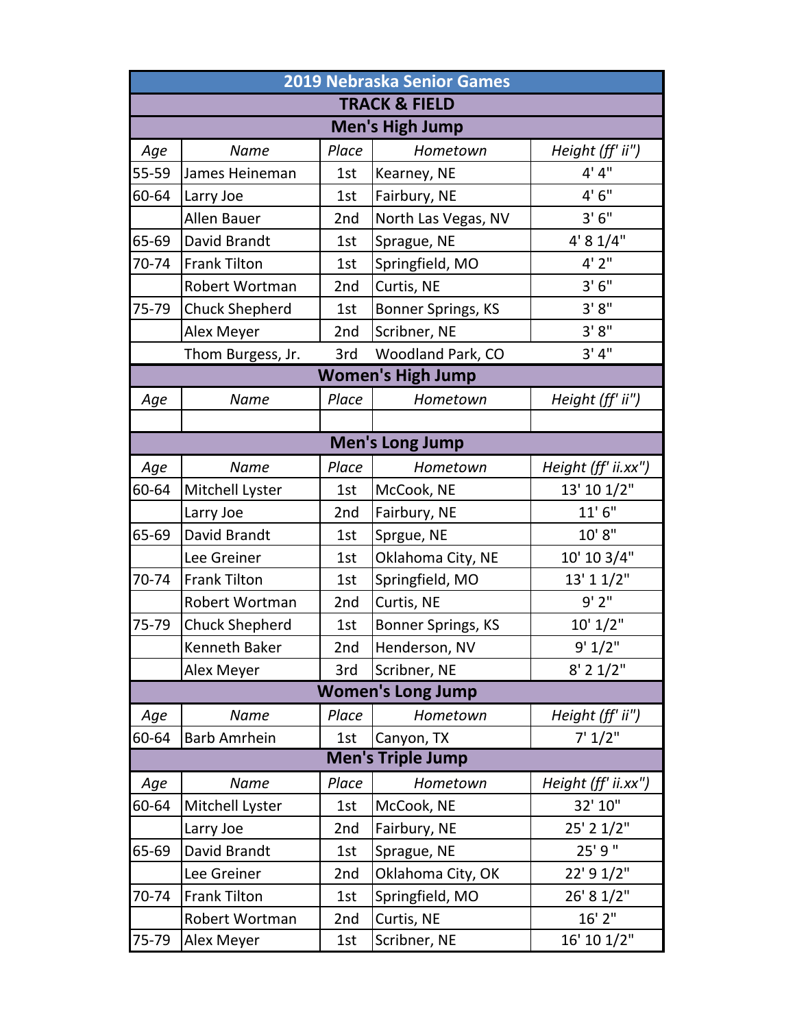# 2019 Nebraska Senior Games

## TRACK & FIELD

### Men's High Jump

| Age | Name | Place | Hometown | Height (ff' ii") |
|---|---|---|---|---|
| 55-59 | James Heineman | 1st | Kearney, NE | 4' 4" |
| 60-64 | Larry Joe | 1st | Fairbury, NE | 4' 6" |
| | Allen Bauer | 2nd | North Las Vegas, NV | 3' 6" |
| 65-69 | David Brandt | 1st | Sprague, NE | 4' 8 1/4" |
| 70-74 | Frank Tilton | 1st | Springfield, MO | 4' 2" |
| | Robert Wortman | 2nd | Curtis, NE | 3' 6" |
| 75-79 | Chuck Shepherd | 1st | Bonner Springs, KS | 3' 8" |
| | Alex Meyer | 2nd | Scribner, NE | 3' 8" |
| | Thom Burgess, Jr. | 3rd | Woodland Park, CO | 3' 4" |

### Women's High Jump

| Age | Name | Place | Hometown | Height (ff' ii") |
|---|---|---|---|---|
| | | | | |

### Men's Long Jump

| Age | Name | Place | Hometown | Height (ff' ii.xx") |
|---|---|---|---|---|
| 60-64 | Mitchell Lyster | 1st | McCook, NE | 13' 10 1/2" |
| | Larry Joe | 2nd | Fairbury, NE | 11' 6" |
| 65-69 | David Brandt | 1st | Sprgue, NE | 10' 8" |
| | Lee Greiner | 1st | Oklahoma City, NE | 10' 10 3/4" |
| 70-74 | Frank Tilton | 1st | Springfield, MO | 13' 1 1/2" |
| | Robert Wortman | 2nd | Curtis, NE | 9' 2" |
| 75-79 | Chuck Shepherd | 1st | Bonner Springs, KS | 10' 1/2" |
| | Kenneth Baker | 2nd | Henderson, NV | 9' 1/2" |
| | Alex Meyer | 3rd | Scribner, NE | 8' 2 1/2" |

### Women's Long Jump

| Age | Name | Place | Hometown | Height (ff' ii") |
|---|---|---|---|---|
| 60-64 | Barb Amrhein | 1st | Canyon, TX | 7' 1/2" |

### Men's Triple Jump

| Age | Name | Place | Hometown | Height (ff' ii.xx") |
|---|---|---|---|---|
| 60-64 | Mitchell Lyster | 1st | McCook, NE | 32' 10" |
| | Larry Joe | 2nd | Fairbury, NE | 25' 2 1/2" |
| 65-69 | David Brandt | 1st | Sprague, NE | 25' 9 " |
| | Lee Greiner | 2nd | Oklahoma City, OK | 22' 9 1/2" |
| 70-74 | Frank Tilton | 1st | Springfield, MO | 26' 8 1/2" |
| | Robert Wortman | 2nd | Curtis, NE | 16' 2" |
| 75-79 | Alex Meyer | 1st | Scribner, NE | 16' 10 1/2" |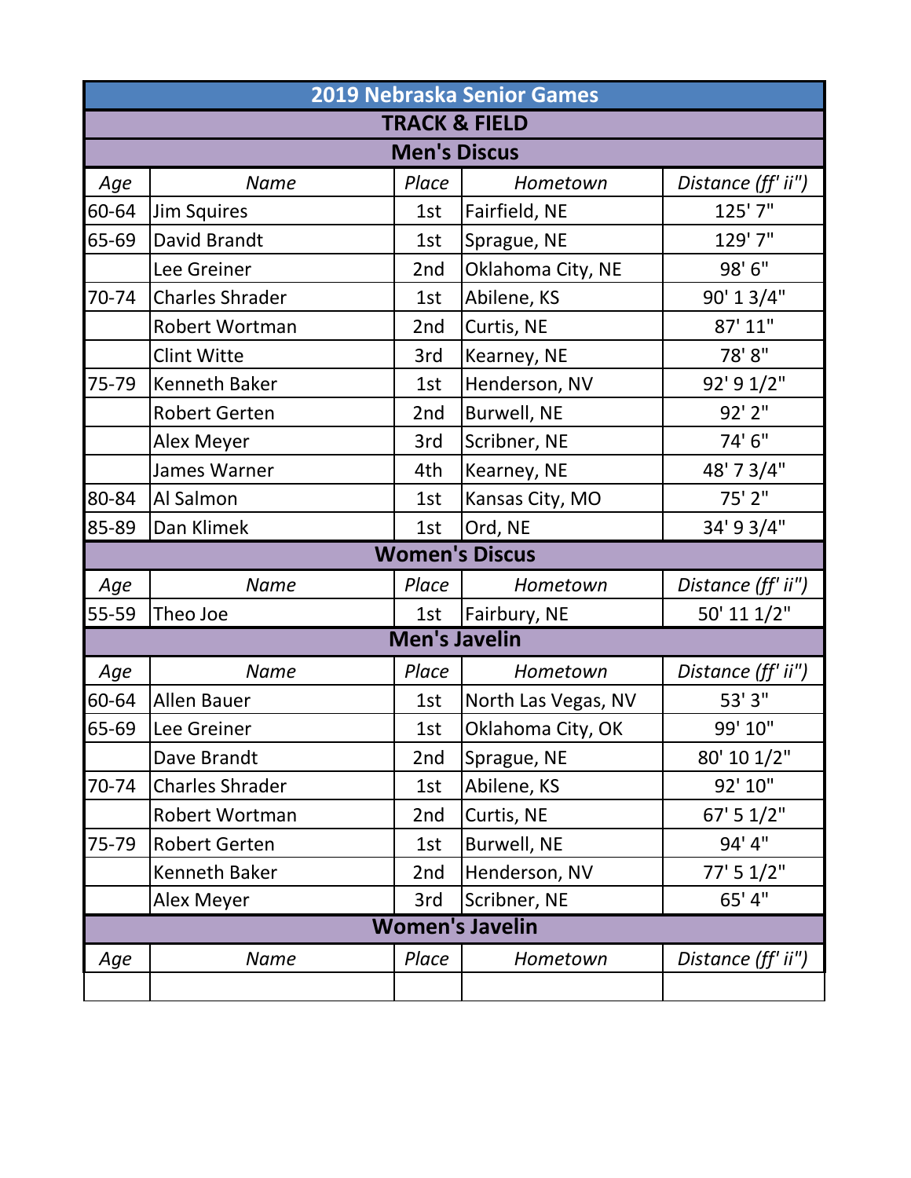# 2019 Nebraska Senior Games

## TRACK & FIELD

### Men's Discus

| *Age* | *Name* | *Place* | *Hometown* | *Distance (ff' ii")* |
|---|---|---|---|---|
| 60-64 | Jim Squires | 1st | Fairfield, NE | 125' 7" |
| 65-69 | David Brandt | 1st | Sprague, NE | 129' 7" |
| | Lee Greiner | 2nd | Oklahoma City, NE | 98' 6" |
| 70-74 | Charles Shrader | 1st | Abilene, KS | 90' 1 3/4" |
| | Robert Wortman | 2nd | Curtis, NE | 87' 11" |
| | Clint Witte | 3rd | Kearney, NE | 78' 8" |
| 75-79 | Kenneth Baker | 1st | Henderson, NV | 92' 9 1/2" |
| | Robert Gerten | 2nd | Burwell, NE | 92' 2" |
| | Alex Meyer | 3rd | Scribner, NE | 74' 6" |
| | James Warner | 4th | Kearney, NE | 48' 7 3/4" |
| 80-84 | Al Salmon | 1st | Kansas City, MO | 75' 2" |
| 85-89 | Dan Klimek | 1st | Ord, NE | 34' 9 3/4" |

### Women's Discus

| *Age* | *Name* | *Place* | *Hometown* | *Distance (ff' ii")* |
|---|---|---|---|---|
| 55-59 | Theo Joe | 1st | Fairbury, NE | 50' 11 1/2" |

### Men's Javelin

| *Age* | *Name* | *Place* | *Hometown* | *Distance (ff' ii")* |
|---|---|---|---|---|
| 60-64 | Allen Bauer | 1st | North Las Vegas, NV | 53' 3" |
| 65-69 | Lee Greiner | 1st | Oklahoma City, OK | 99' 10" |
| | Dave Brandt | 2nd | Sprague, NE | 80' 10 1/2" |
| 70-74 | Charles Shrader | 1st | Abilene, KS | 92' 10" |
| | Robert Wortman | 2nd | Curtis, NE | 67' 5 1/2" |
| 75-79 | Robert Gerten | 1st | Burwell, NE | 94' 4" |
| | Kenneth Baker | 2nd | Henderson, NV | 77' 5 1/2" |
| | Alex Meyer | 3rd | Scribner, NE | 65' 4" |

### Women's Javelin

| *Age* | *Name* | *Place* | *Hometown* | *Distance (ff' ii")* |
|---|---|---|---|---|
| | | | | |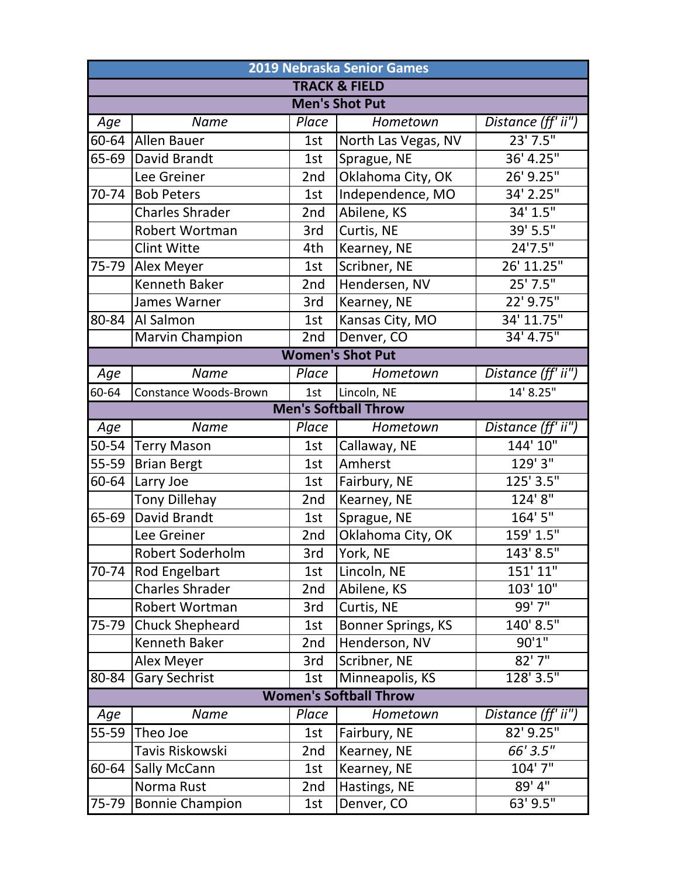# 2019 Nebraska Senior Games

## TRACK & FIELD

### Men's Shot Put

| *Age* | *Name* | *Place* | *Hometown* | *Distance (ff' ii")* |
|---|---|---|---|---|
| 60-64 | Allen Bauer | 1st | North Las Vegas, NV | 23' 7.5" |
| 65-69 | David Brandt | 1st | Sprague, NE | 36' 4.25" |
| | Lee Greiner | 2nd | Oklahoma City, OK | 26' 9.25" |
| 70-74 | Bob Peters | 1st | Independence, MO | 34' 2.25" |
| | Charles Shrader | 2nd | Abilene, KS | 34' 1.5" |
| | Robert Wortman | 3rd | Curtis, NE | 39' 5.5" |
| | Clint Witte | 4th | Kearney, NE | 24'7.5" |
| 75-79 | Alex Meyer | 1st | Scribner, NE | 26' 11.25" |
| | Kenneth Baker | 2nd | Hendersen, NV | 25' 7.5" |
| | James Warner | 3rd | Kearney, NE | 22' 9.75" |
| 80-84 | Al Salmon | 1st | Kansas City, MO | 34' 11.75" |
| | Marvin Champion | 2nd | Denver, CO | 34' 4.75" |

### Women's Shot Put

| *Age* | *Name* | *Place* | *Hometown* | *Distance (ff' ii")* |
|---|---|---|---|---|
| 60-64 | Constance Woods-Brown | 1st | Lincoln, NE | 14' 8.25" |

### Men's Softball Throw

| *Age* | *Name* | *Place* | *Hometown* | *Distance (ff' ii")* |
|---|---|---|---|---|
| 50-54 | Terry Mason | 1st | Callaway, NE | 144' 10" |
| 55-59 | Brian Bergt | 1st | Amherst | 129' 3" |
| 60-64 | Larry Joe | 1st | Fairbury, NE | 125' 3.5" |
| | Tony Dillehay | 2nd | Kearney, NE | 124' 8" |
| 65-69 | David Brandt | 1st | Sprague, NE | 164' 5" |
| | Lee Greiner | 2nd | Oklahoma City, OK | 159' 1.5" |
| | Robert Soderholm | 3rd | York, NE | 143' 8.5" |
| 70-74 | Rod Engelbart | 1st | Lincoln, NE | 151' 11" |
| | Charles Shrader | 2nd | Abilene, KS | 103' 10" |
| | Robert Wortman | 3rd | Curtis, NE | 99' 7" |
| 75-79 | Chuck Shepheard | 1st | Bonner Springs, KS | 140' 8.5" |
| | Kenneth Baker | 2nd | Henderson, NV | 90'1" |
| | Alex Meyer | 3rd | Scribner, NE | 82' 7" |
| 80-84 | Gary Sechrist | 1st | Minneapolis, KS | 128' 3.5" |

### Women's Softball Throw

| *Age* | *Name* | *Place* | *Hometown* | *Distance (ff' ii")* |
|---|---|---|---|---|
| 55-59 | Theo Joe | 1st | Fairbury, NE | 82' 9.25" |
| | Tavis Riskowski | 2nd | Kearney, NE | *66' 3.5"* |
| 60-64 | Sally McCann | 1st | Kearney, NE | 104' 7" |
| | Norma Rust | 2nd | Hastings, NE | 89' 4" |
| 75-79 | Bonnie Champion | 1st | Denver, CO | 63' 9.5" |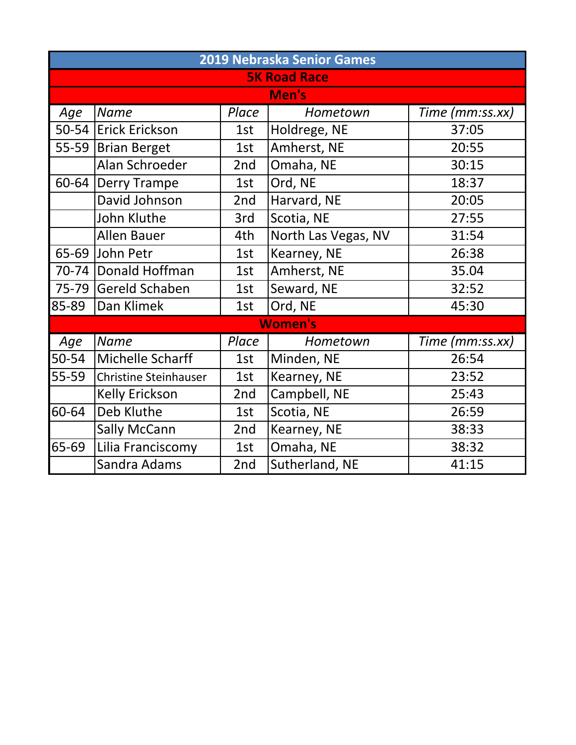# 2019 Nebraska Senior Games

## 5K Road Race

### Men's

| Age | Name | Place | Hometown | Time (mm:ss.xx) |
|---|---|---|---|---|
| 50-54 | Erick Erickson | 1st | Holdrege, NE | 37:05 |
| 55-59 | Brian Berget | 1st | Amherst, NE | 20:55 |
| | Alan Schroeder | 2nd | Omaha, NE | 30:15 |
| 60-64 | Derry Trampe | 1st | Ord, NE | 18:37 |
| | David Johnson | 2nd | Harvard, NE | 20:05 |
| | John Kluthe | 3rd | Scotia, NE | 27:55 |
| | Allen Bauer | 4th | North Las Vegas, NV | 31:54 |
| 65-69 | John Petr | 1st | Kearney, NE | 26:38 |
| 70-74 | Donald Hoffman | 1st | Amherst, NE | 35.04 |
| 75-79 | Gereld Schaben | 1st | Seward, NE | 32:52 |
| 85-89 | Dan Klimek | 1st | Ord, NE | 45:30 |

### Women's

| Age | Name | Place | Hometown | Time (mm:ss.xx) |
|---|---|---|---|---|
| 50-54 | Michelle Scharff | 1st | Minden, NE | 26:54 |
| 55-59 | Christine Steinhauser | 1st | Kearney, NE | 23:52 |
| | Kelly Erickson | 2nd | Campbell, NE | 25:43 |
| 60-64 | Deb Kluthe | 1st | Scotia, NE | 26:59 |
| | Sally McCann | 2nd | Kearney, NE | 38:33 |
| 65-69 | Lilia Franciscomy | 1st | Omaha, NE | 38:32 |
| | Sandra Adams | 2nd | Sutherland, NE | 41:15 |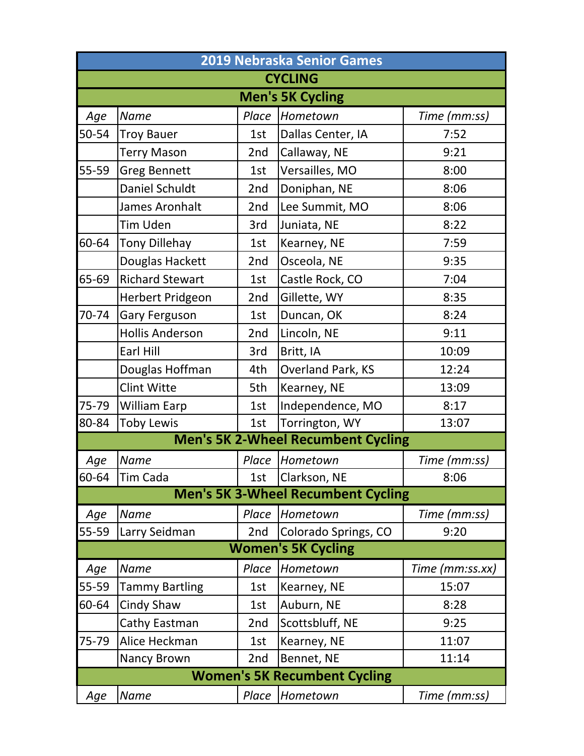# 2019 Nebraska Senior Games

## CYCLING

### Men's 5K Cycling

| *Age* | *Name* | *Place* | *Hometown* | *Time (mm:ss)* |
|---|---|---|---|---|
| 50-54 | Troy Bauer | 1st | Dallas Center, IA | 7:52 |
| | Terry Mason | 2nd | Callaway, NE | 9:21 |
| 55-59 | Greg Bennett | 1st | Versailles, MO | 8:00 |
| | Daniel Schuldt | 2nd | Doniphan, NE | 8:06 |
| | James Aronhalt | 2nd | Lee Summit, MO | 8:06 |
| | Tim Uden | 3rd | Juniata, NE | 8:22 |
| 60-64 | Tony Dillehay | 1st | Kearney, NE | 7:59 |
| | Douglas Hackett | 2nd | Osceola, NE | 9:35 |
| 65-69 | Richard Stewart | 1st | Castle Rock, CO | 7:04 |
| | Herbert Pridgeon | 2nd | Gillette, WY | 8:35 |
| 70-74 | Gary Ferguson | 1st | Duncan, OK | 8:24 |
| | Hollis Anderson | 2nd | Lincoln, NE | 9:11 |
| | Earl Hill | 3rd | Britt, IA | 10:09 |
| | Douglas Hoffman | 4th | Overland Park, KS | 12:24 |
| | Clint Witte | 5th | Kearney, NE | 13:09 |
| 75-79 | William Earp | 1st | Independence, MO | 8:17 |
| 80-84 | Toby Lewis | 1st | Torrington, WY | 13:07 |

### Men's 5K 2-Wheel Recumbent Cycling

| *Age* | *Name* | *Place* | *Hometown* | *Time (mm:ss)* |
|---|---|---|---|---|
| 60-64 | Tim Cada | 1st | Clarkson, NE | 8:06 |

### Men's 5K 3-Wheel Recumbent Cycling

| *Age* | *Name* | *Place* | *Hometown* | *Time (mm:ss)* |
|---|---|---|---|---|
| 55-59 | Larry Seidman | 2nd | Colorado Springs, CO | 9:20 |

### Women's 5K Cycling

| *Age* | *Name* | *Place* | *Hometown* | *Time (mm:ss.xx)* |
|---|---|---|---|---|
| 55-59 | Tammy Bartling | 1st | Kearney, NE | 15:07 |
| 60-64 | Cindy Shaw | 1st | Auburn, NE | 8:28 |
| | Cathy Eastman | 2nd | Scottsbluff, NE | 9:25 |
| 75-79 | Alice Heckman | 1st | Kearney, NE | 11:07 |
| | Nancy Brown | 2nd | Bennet, NE | 11:14 |

### Women's 5K Recumbent Cycling

| *Age* | *Name* | *Place* | *Hometown* | *Time (mm:ss)* |
|---|---|---|---|---|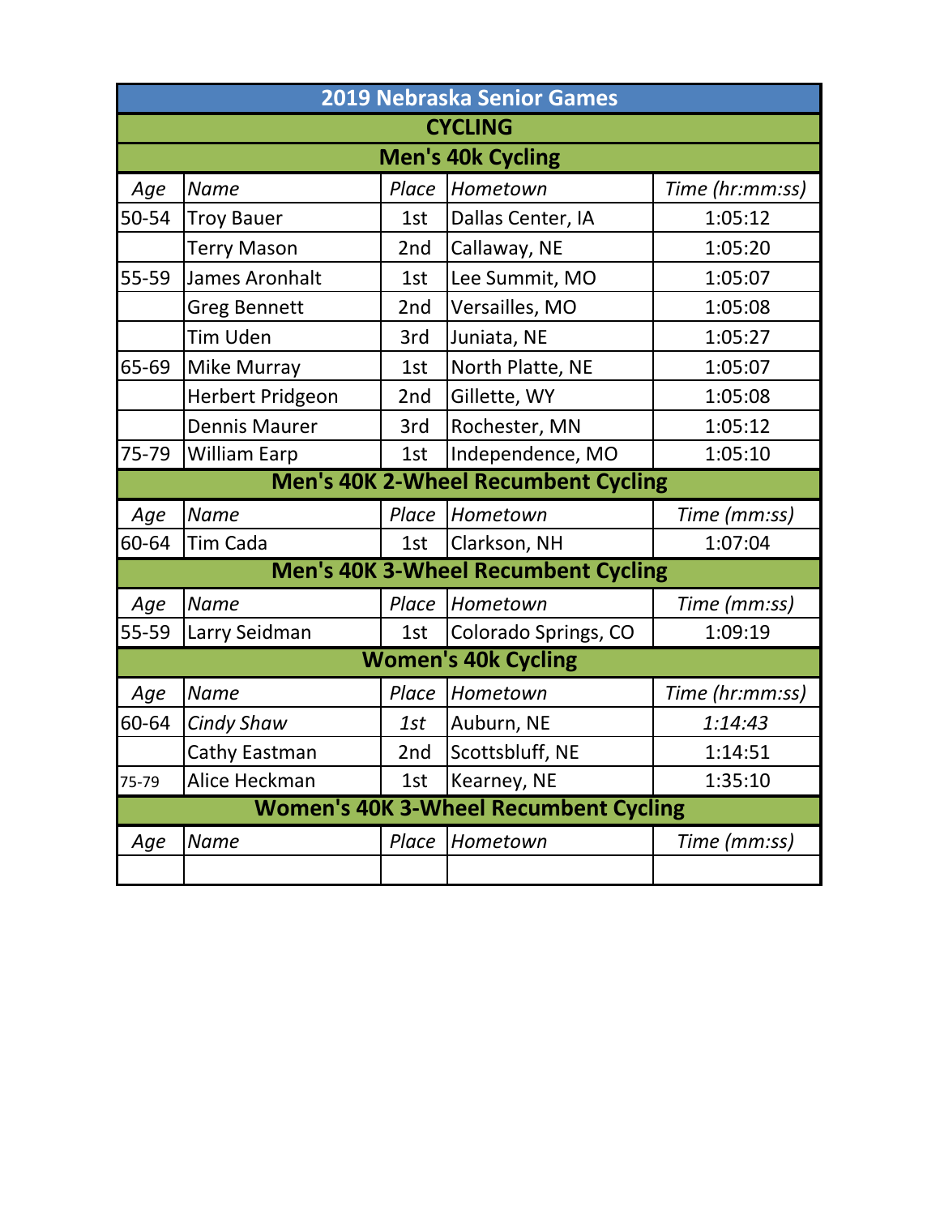# 2019 Nebraska Senior Games

## CYCLING

### Men's 40k Cycling

| Age | Name | Place | Hometown | Time (hr:mm:ss) |
|---|---|---|---|---|
| 50-54 | Troy Bauer | 1st | Dallas Center, IA | 1:05:12 |
| | Terry Mason | 2nd | Callaway, NE | 1:05:20 |
| 55-59 | James Aronhalt | 1st | Lee Summit, MO | 1:05:07 |
| | Greg Bennett | 2nd | Versailles, MO | 1:05:08 |
| | Tim Uden | 3rd | Juniata, NE | 1:05:27 |
| 65-69 | Mike Murray | 1st | North Platte, NE | 1:05:07 |
| | Herbert Pridgeon | 2nd | Gillette, WY | 1:05:08 |
| | Dennis Maurer | 3rd | Rochester, MN | 1:05:12 |
| 75-79 | William Earp | 1st | Independence, MO | 1:05:10 |

### Men's 40K 2-Wheel Recumbent Cycling

| Age | Name | Place | Hometown | Time (mm:ss) |
|---|---|---|---|---|
| 60-64 | Tim Cada | 1st | Clarkson, NH | 1:07:04 |

### Men's 40K 3-Wheel Recumbent Cycling

| Age | Name | Place | Hometown | Time (mm:ss) |
|---|---|---|---|---|
| 55-59 | Larry Seidman | 1st | Colorado Springs, CO | 1:09:19 |

### Women's 40k Cycling

| Age | Name | Place | Hometown | Time (hr:mm:ss) |
|---|---|---|---|---|
| 60-64 | *Cindy Shaw* | *1st* | Auburn, NE | *1:14:43* |
| | Cathy Eastman | 2nd | Scottsbluff, NE | 1:14:51 |
| 75-79 | Alice Heckman | 1st | Kearney, NE | 1:35:10 |

### Women's 40K 3-Wheel Recumbent Cycling

| Age | Name | Place | Hometown | Time (mm:ss) |
|---|---|---|---|---|
| | | | | |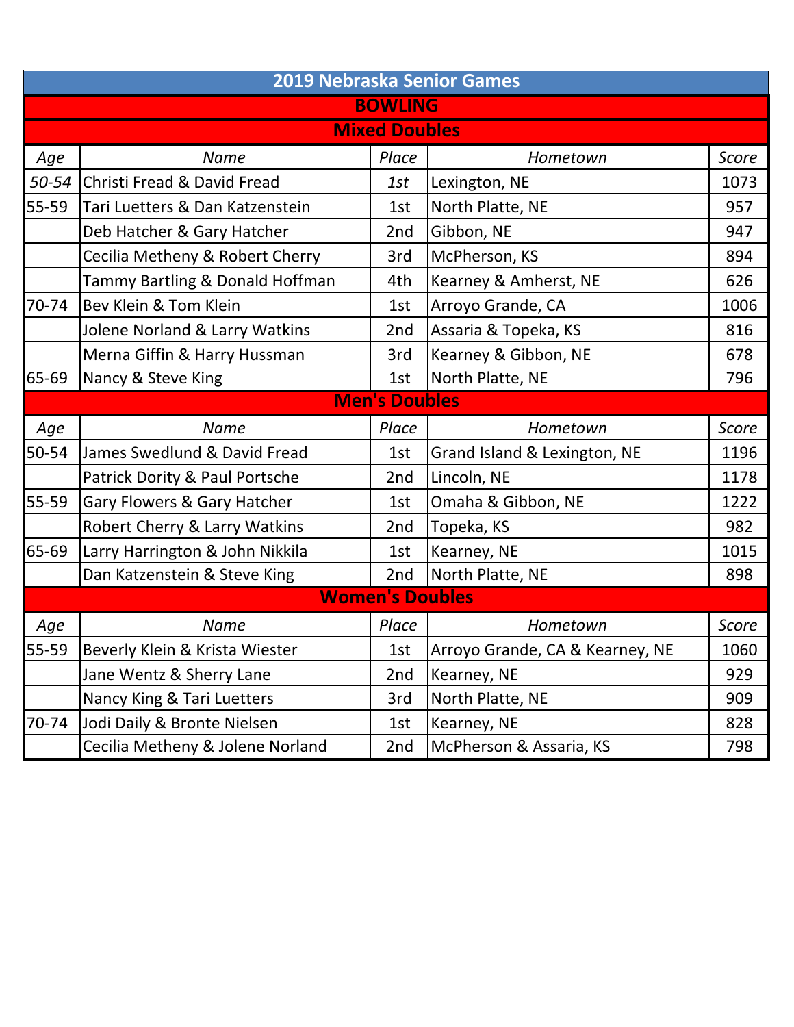# 2019 Nebraska Senior Games

## BOWLING

### Mixed Doubles

| Age | Name | Place | Hometown | Score |
|---|---|---|---|---|
| *50-54* | Christi Fread & David Fread | *1st* | Lexington, NE | 1073 |
| 55-59 | Tari Luetters & Dan Katzenstein | 1st | North Platte, NE | 957 |
| | Deb Hatcher & Gary Hatcher | 2nd | Gibbon, NE | 947 |
| | Cecilia Metheny & Robert Cherry | 3rd | McPherson, KS | 894 |
| | Tammy Bartling & Donald Hoffman | 4th | Kearney & Amherst, NE | 626 |
| 70-74 | Bev Klein & Tom Klein | 1st | Arroyo Grande, CA | 1006 |
| | Jolene Norland & Larry Watkins | 2nd | Assaria & Topeka, KS | 816 |
| | Merna Giffin & Harry Hussman | 3rd | Kearney & Gibbon, NE | 678 |
| 65-69 | Nancy & Steve King | 1st | North Platte, NE | 796 |

### Men's Doubles

| Age | Name | Place | Hometown | Score |
|---|---|---|---|---|
| 50-54 | James Swedlund & David Fread | 1st | Grand Island & Lexington, NE | 1196 |
| | Patrick Dority & Paul Portsche | 2nd | Lincoln, NE | 1178 |
| 55-59 | Gary Flowers & Gary Hatcher | 1st | Omaha & Gibbon, NE | 1222 |
| | Robert Cherry & Larry Watkins | 2nd | Topeka, KS | 982 |
| 65-69 | Larry Harrington & John Nikkila | 1st | Kearney, NE | 1015 |
| | Dan Katzenstein & Steve King | 2nd | North Platte, NE | 898 |

### Women's Doubles

| Age | Name | Place | Hometown | Score |
|---|---|---|---|---|
| 55-59 | Beverly Klein & Krista Wiester | 1st | Arroyo Grande, CA & Kearney, NE | 1060 |
| | Jane Wentz & Sherry Lane | 2nd | Kearney, NE | 929 |
| | Nancy King & Tari Luetters | 3rd | North Platte, NE | 909 |
| 70-74 | Jodi Daily & Bronte Nielsen | 1st | Kearney, NE | 828 |
| | Cecilia Metheny & Jolene Norland | 2nd | McPherson & Assaria, KS | 798 |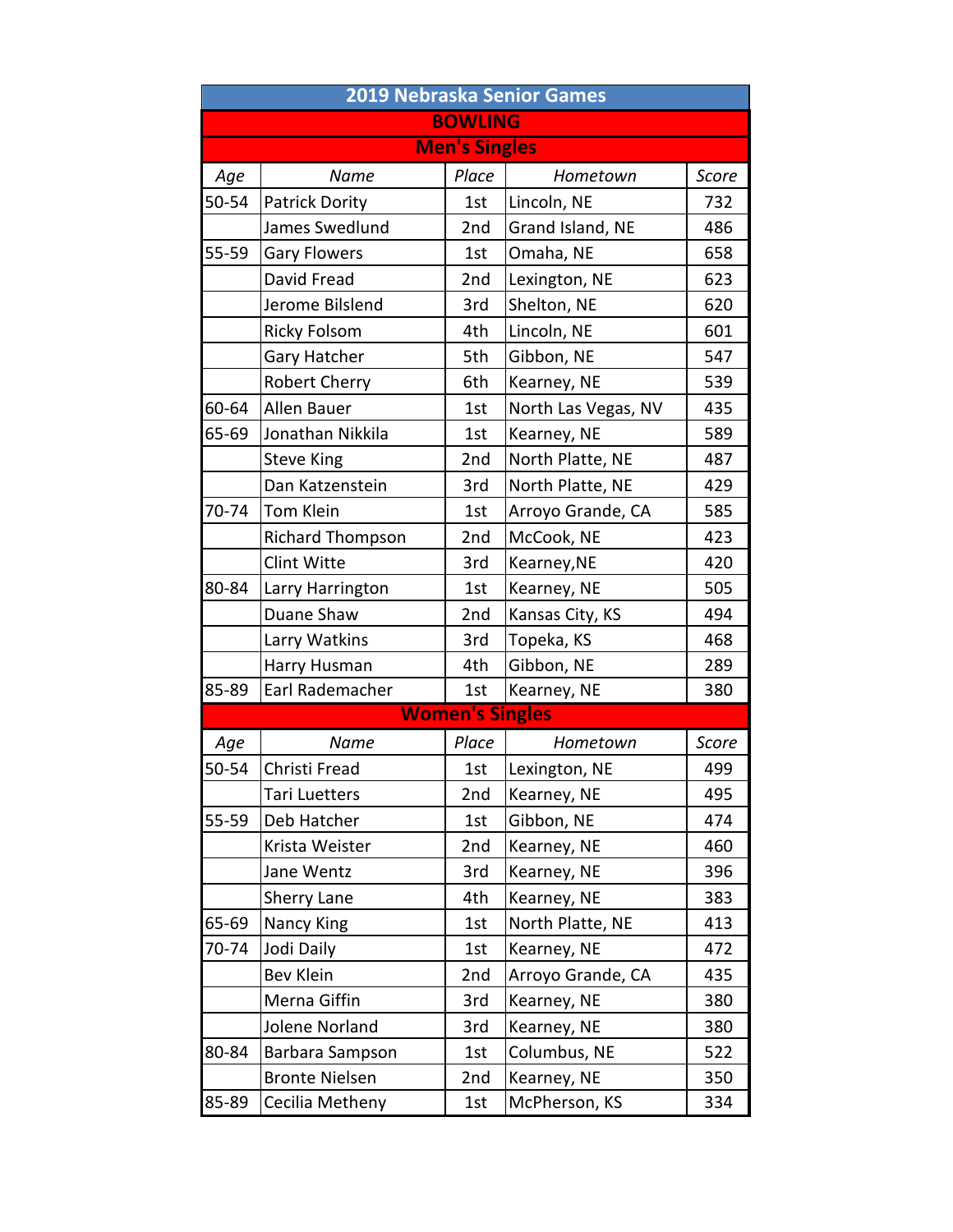# 2019 Nebraska Senior Games

## BOWLING

### Men's Singles

| Age | Name | Place | Hometown | Score |
|---|---|---|---|---|
| 50-54 | Patrick Dority | 1st | Lincoln, NE | 732 |
| | James Swedlund | 2nd | Grand Island, NE | 486 |
| 55-59 | Gary Flowers | 1st | Omaha, NE | 658 |
| | David Fread | 2nd | Lexington, NE | 623 |
| | Jerome Bilslend | 3rd | Shelton, NE | 620 |
| | Ricky Folsom | 4th | Lincoln, NE | 601 |
| | Gary Hatcher | 5th | Gibbon, NE | 547 |
| | Robert Cherry | 6th | Kearney, NE | 539 |
| 60-64 | Allen Bauer | 1st | North Las Vegas, NV | 435 |
| 65-69 | Jonathan Nikkila | 1st | Kearney, NE | 589 |
| | Steve King | 2nd | North Platte, NE | 487 |
| | Dan Katzenstein | 3rd | North Platte, NE | 429 |
| 70-74 | Tom Klein | 1st | Arroyo Grande, CA | 585 |
| | Richard Thompson | 2nd | McCook, NE | 423 |
| | Clint Witte | 3rd | Kearney,NE | 420 |
| 80-84 | Larry Harrington | 1st | Kearney, NE | 505 |
| | Duane Shaw | 2nd | Kansas City, KS | 494 |
| | Larry Watkins | 3rd | Topeka, KS | 468 |
| | Harry Husman | 4th | Gibbon, NE | 289 |
| 85-89 | Earl Rademacher | 1st | Kearney, NE | 380 |

### Women's Singles

| Age | Name | Place | Hometown | Score |
|---|---|---|---|---|
| 50-54 | Christi Fread | 1st | Lexington, NE | 499 |
| | Tari Luetters | 2nd | Kearney, NE | 495 |
| 55-59 | Deb Hatcher | 1st | Gibbon, NE | 474 |
| | Krista Weister | 2nd | Kearney, NE | 460 |
| | Jane Wentz | 3rd | Kearney, NE | 396 |
| | Sherry Lane | 4th | Kearney, NE | 383 |
| 65-69 | Nancy King | 1st | North Platte, NE | 413 |
| 70-74 | Jodi Daily | 1st | Kearney, NE | 472 |
| | Bev Klein | 2nd | Arroyo Grande, CA | 435 |
| | Merna Giffin | 3rd | Kearney, NE | 380 |
| | Jolene Norland | 3rd | Kearney, NE | 380 |
| 80-84 | Barbara Sampson | 1st | Columbus, NE | 522 |
| | Bronte Nielsen | 2nd | Kearney, NE | 350 |
| 85-89 | Cecilia Metheny | 1st | McPherson, KS | 334 |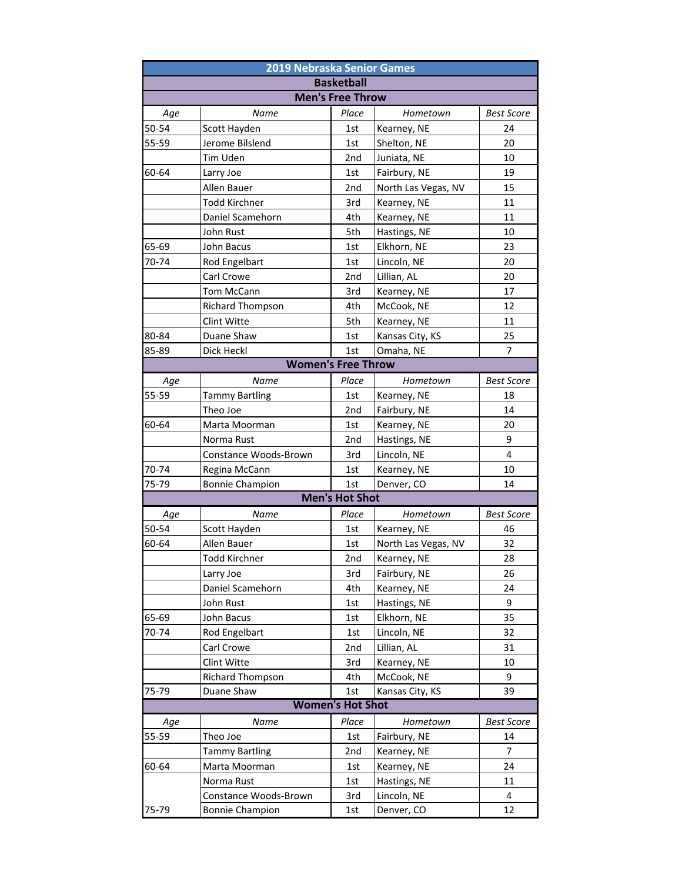# 2019 Nebraska Senior Games

## Basketball

### Men's Free Throw

| Age | Name | Place | Hometown | Best Score |
|---|---|---|---|---|
| 50-54 | Scott Hayden | 1st | Kearney, NE | 24 |
| 55-59 | Jerome Bilslend | 1st | Shelton, NE | 20 |
| | Tim Uden | 2nd | Juniata, NE | 10 |
| 60-64 | Larry Joe | 1st | Fairbury, NE | 19 |
| | Allen Bauer | 2nd | North Las Vegas, NV | 15 |
| | Todd Kirchner | 3rd | Kearney, NE | 11 |
| | Daniel Scamehorn | 4th | Kearney, NE | 11 |
| | John Rust | 5th | Hastings, NE | 10 |
| 65-69 | John Bacus | 1st | Elkhorn, NE | 23 |
| 70-74 | Rod Engelbart | 1st | Lincoln, NE | 20 |
| | Carl Crowe | 2nd | Lillian, AL | 20 |
| | Tom McCann | 3rd | Kearney, NE | 17 |
| | Richard Thompson | 4th | McCook, NE | 12 |
| | Clint Witte | 5th | Kearney, NE | 11 |
| 80-84 | Duane Shaw | 1st | Kansas City, KS | 25 |
| 85-89 | Dick Heckl | 1st | Omaha, NE | 7 |

### Women's Free Throw

| Age | Name | Place | Hometown | Best Score |
|---|---|---|---|---|
| 55-59 | Tammy Bartling | 1st | Kearney, NE | 18 |
| | Theo Joe | 2nd | Fairbury, NE | 14 |
| 60-64 | Marta Moorman | 1st | Kearney, NE | 20 |
| | Norma Rust | 2nd | Hastings, NE | 9 |
| | Constance Woods-Brown | 3rd | Lincoln, NE | 4 |
| 70-74 | Regina McCann | 1st | Kearney, NE | 10 |
| 75-79 | Bonnie Champion | 1st | Denver, CO | 14 |

### Men's Hot Shot

| Age | Name | Place | Hometown | Best Score |
|---|---|---|---|---|
| 50-54 | Scott Hayden | 1st | Kearney, NE | 46 |
| 60-64 | Allen Bauer | 1st | North Las Vegas, NV | 32 |
| | Todd Kirchner | 2nd | Kearney, NE | 28 |
| | Larry Joe | 3rd | Fairbury, NE | 26 |
| | Daniel Scamehorn | 4th | Kearney, NE | 24 |
| | John Rust | 1st | Hastings, NE | 9 |
| 65-69 | John Bacus | 1st | Elkhorn, NE | 35 |
| 70-74 | Rod Engelbart | 1st | Lincoln, NE | 32 |
| | Carl Crowe | 2nd | Lillian, AL | 31 |
| | Clint Witte | 3rd | Kearney, NE | 10 |
| | Richard Thompson | 4th | McCook, NE | 9 |
| 75-79 | Duane Shaw | 1st | Kansas City, KS | 39 |

### Women's Hot Shot

| Age | Name | Place | Hometown | Best Score |
|---|---|---|---|---|
| 55-59 | Theo Joe | 1st | Fairbury, NE | 14 |
| | Tammy Bartling | 2nd | Kearney, NE | 7 |
| 60-64 | Marta Moorman | 1st | Kearney, NE | 24 |
| | Norma Rust | 1st | Hastings, NE | 11 |
| | Constance Woods-Brown | 3rd | Lincoln, NE | 4 |
| 75-79 | Bonnie Champion | 1st | Denver, CO | 12 |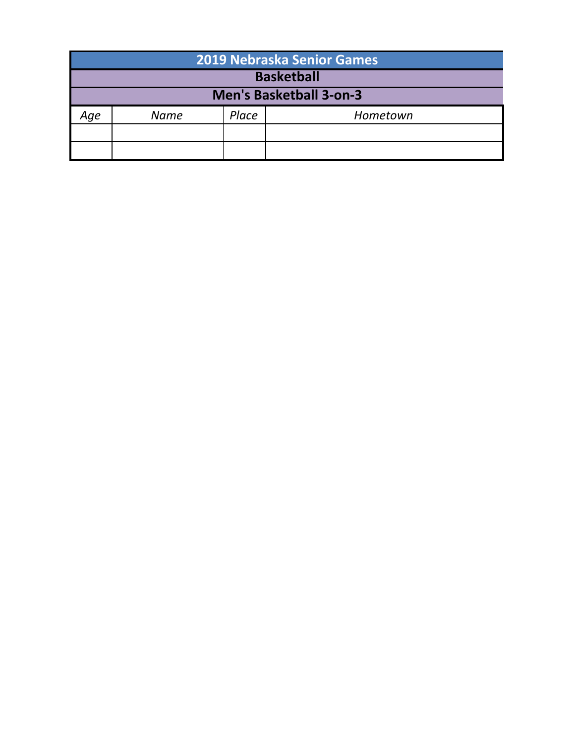# 2019 Nebraska Senior Games

## Basketball

### Men's Basketball 3-on-3

| *Age* | *Name* | *Place* | *Hometown* |
|---|---|---|---|
| | | | |
| | | | |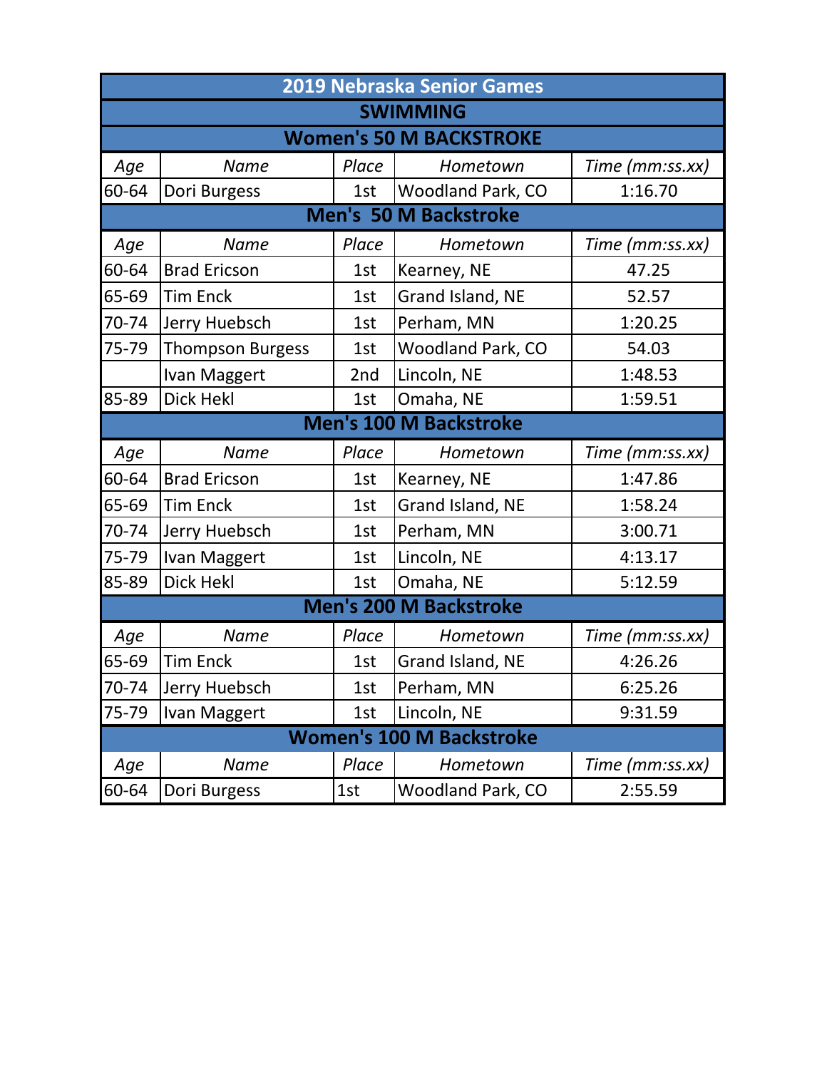# 2019 Nebraska Senior Games

## SWIMMING

### Women's 50 M BACKSTROKE

| Age | Name | Place | Hometown | Time (mm:ss.xx) |
|---|---|---|---|---|
| 60-64 | Dori Burgess | 1st | Woodland Park, CO | 1:16.70 |

### Men's 50 M Backstroke

| Age | Name | Place | Hometown | Time (mm:ss.xx) |
|---|---|---|---|---|
| 60-64 | Brad Ericson | 1st | Kearney, NE | 47.25 |
| 65-69 | Tim Enck | 1st | Grand Island, NE | 52.57 |
| 70-74 | Jerry Huebsch | 1st | Perham, MN | 1:20.25 |
| 75-79 | Thompson Burgess | 1st | Woodland Park, CO | 54.03 |
| | Ivan Maggert | 2nd | Lincoln, NE | 1:48.53 |
| 85-89 | Dick Hekl | 1st | Omaha, NE | 1:59.51 |

### Men's 100 M Backstroke

| Age | Name | Place | Hometown | Time (mm:ss.xx) |
|---|---|---|---|---|
| 60-64 | Brad Ericson | 1st | Kearney, NE | 1:47.86 |
| 65-69 | Tim Enck | 1st | Grand Island, NE | 1:58.24 |
| 70-74 | Jerry Huebsch | 1st | Perham, MN | 3:00.71 |
| 75-79 | Ivan Maggert | 1st | Lincoln, NE | 4:13.17 |
| 85-89 | Dick Hekl | 1st | Omaha, NE | 5:12.59 |

### Men's 200 M Backstroke

| Age | Name | Place | Hometown | Time (mm:ss.xx) |
|---|---|---|---|---|
| 65-69 | Tim Enck | 1st | Grand Island, NE | 4:26.26 |
| 70-74 | Jerry Huebsch | 1st | Perham, MN | 6:25.26 |
| 75-79 | Ivan Maggert | 1st | Lincoln, NE | 9:31.59 |

### Women's 100 M Backstroke

| Age | Name | Place | Hometown | Time (mm:ss.xx) |
|---|---|---|---|---|
| 60-64 | Dori Burgess | 1st | Woodland Park, CO | 2:55.59 |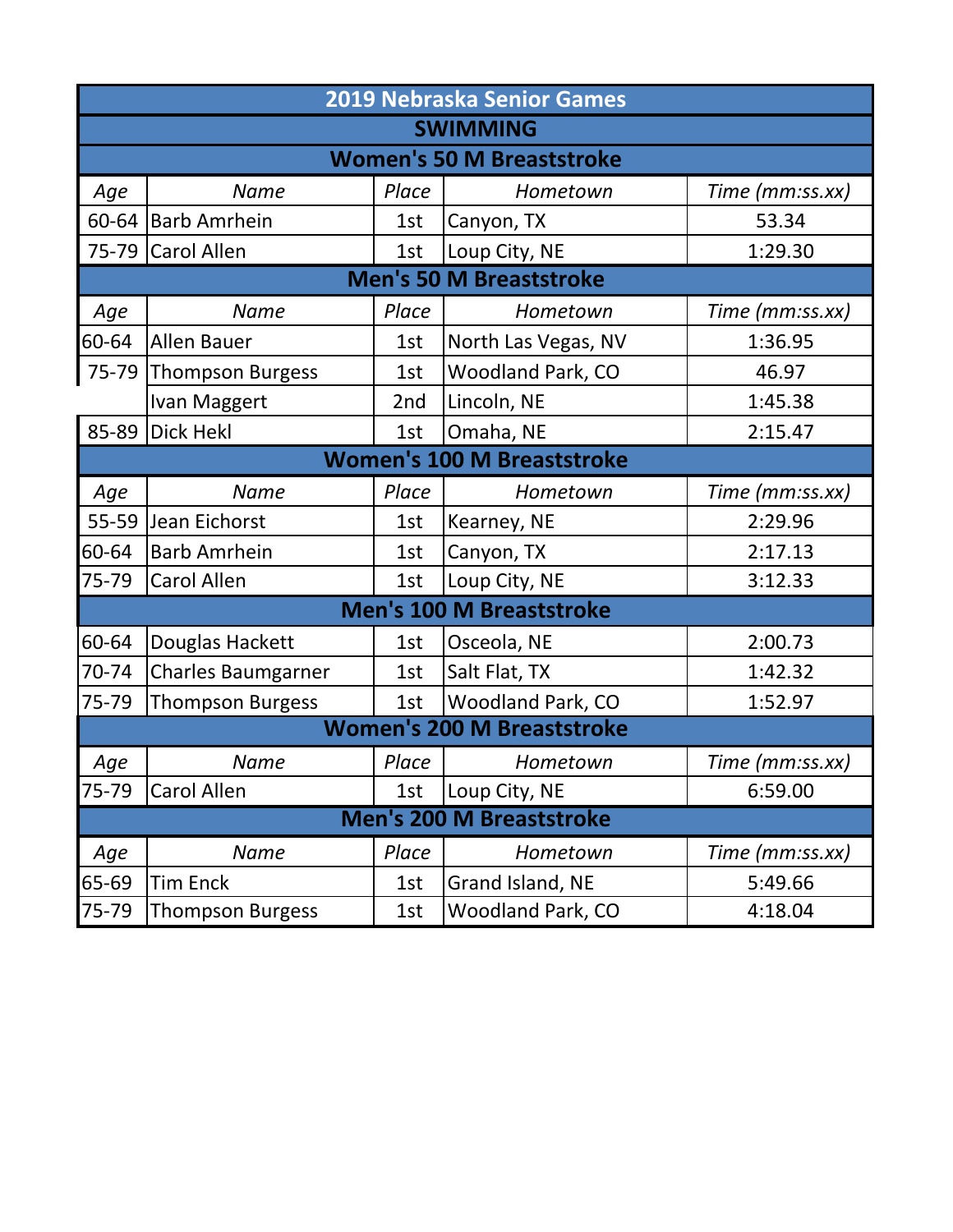# 2019 Nebraska Senior Games

## SWIMMING

### Women's 50 M Breaststroke

| Age | Name | Place | Hometown | Time (mm:ss.xx) |
|---|---|---|---|---|
| 60-64 | Barb Amrhein | 1st | Canyon, TX | 53.34 |
| 75-79 | Carol Allen | 1st | Loup City, NE | 1:29.30 |

### Men's 50 M Breaststroke

| Age | Name | Place | Hometown | Time (mm:ss.xx) |
|---|---|---|---|---|
| 60-64 | Allen Bauer | 1st | North Las Vegas, NV | 1:36.95 |
| 75-79 | Thompson Burgess | 1st | Woodland Park, CO | 46.97 |
| | Ivan Maggert | 2nd | Lincoln, NE | 1:45.38 |
| 85-89 | Dick Hekl | 1st | Omaha, NE | 2:15.47 |

### Women's 100 M Breaststroke

| Age | Name | Place | Hometown | Time (mm:ss.xx) |
|---|---|---|---|---|
| 55-59 | Jean Eichorst | 1st | Kearney, NE | 2:29.96 |
| 60-64 | Barb Amrhein | 1st | Canyon, TX | 2:17.13 |
| 75-79 | Carol Allen | 1st | Loup City, NE | 3:12.33 |

### Men's 100 M Breaststroke

| Age | Name | Place | Hometown | Time (mm:ss.xx) |
|---|---|---|---|---|
| 60-64 | Douglas Hackett | 1st | Osceola, NE | 2:00.73 |
| 70-74 | Charles Baumgarner | 1st | Salt Flat, TX | 1:42.32 |
| 75-79 | Thompson Burgess | 1st | Woodland Park, CO | 1:52.97 |

### Women's 200 M Breaststroke

| Age | Name | Place | Hometown | Time (mm:ss.xx) |
|---|---|---|---|---|
| 75-79 | Carol Allen | 1st | Loup City, NE | 6:59.00 |

### Men's 200 M Breaststroke

| Age | Name | Place | Hometown | Time (mm:ss.xx) |
|---|---|---|---|---|
| 65-69 | Tim Enck | 1st | Grand Island, NE | 5:49.66 |
| 75-79 | Thompson Burgess | 1st | Woodland Park, CO | 4:18.04 |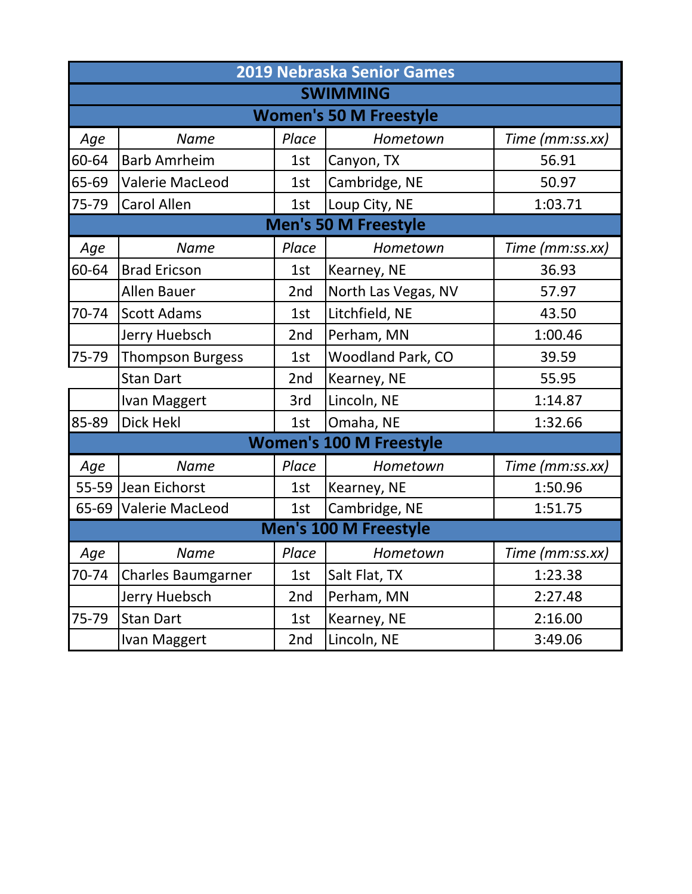# 2019 Nebraska Senior Games

## SWIMMING

### Women's 50 M Freestyle

| Age | Name | Place | Hometown | Time (mm:ss.xx) |
|---|---|---|---|---|
| 60-64 | Barb Amrheim | 1st | Canyon, TX | 56.91 |
| 65-69 | Valerie MacLeod | 1st | Cambridge, NE | 50.97 |
| 75-79 | Carol Allen | 1st | Loup City, NE | 1:03.71 |

### Men's 50 M Freestyle

| Age | Name | Place | Hometown | Time (mm:ss.xx) |
|---|---|---|---|---|
| 60-64 | Brad Ericson | 1st | Kearney, NE | 36.93 |
| | Allen Bauer | 2nd | North Las Vegas, NV | 57.97 |
| 70-74 | Scott Adams | 1st | Litchfield, NE | 43.50 |
| | Jerry Huebsch | 2nd | Perham, MN | 1:00.46 |
| 75-79 | Thompson Burgess | 1st | Woodland Park, CO | 39.59 |
| | Stan Dart | 2nd | Kearney, NE | 55.95 |
| | Ivan Maggert | 3rd | Lincoln, NE | 1:14.87 |
| 85-89 | Dick Hekl | 1st | Omaha, NE | 1:32.66 |

### Women's 100 M Freestyle

| Age | Name | Place | Hometown | Time (mm:ss.xx) |
|---|---|---|---|---|
| 55-59 | Jean Eichorst | 1st | Kearney, NE | 1:50.96 |
| 65-69 | Valerie MacLeod | 1st | Cambridge, NE | 1:51.75 |

### Men's 100 M Freestyle

| Age | Name | Place | Hometown | Time (mm:ss.xx) |
|---|---|---|---|---|
| 70-74 | Charles Baumgarner | 1st | Salt Flat, TX | 1:23.38 |
| | Jerry Huebsch | 2nd | Perham, MN | 2:27.48 |
| 75-79 | Stan Dart | 1st | Kearney, NE | 2:16.00 |
| | Ivan Maggert | 2nd | Lincoln, NE | 3:49.06 |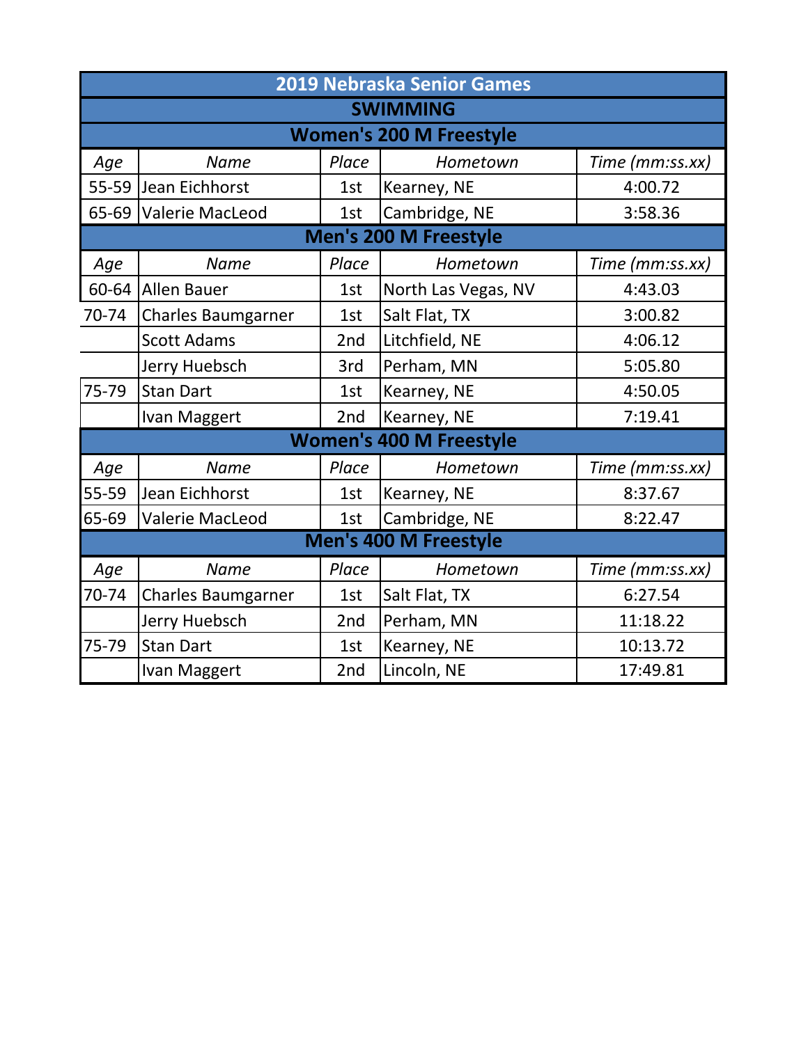# 2019 Nebraska Senior Games

## SWIMMING

### Women's 200 M Freestyle

| Age | Name | Place | Hometown | Time (mm:ss.xx) |
|---|---|---|---|---|
| 55-59 | Jean Eichhorst | 1st | Kearney, NE | 4:00.72 |
| 65-69 | Valerie MacLeod | 1st | Cambridge, NE | 3:58.36 |

### Men's 200 M Freestyle

| Age | Name | Place | Hometown | Time (mm:ss.xx) |
|---|---|---|---|---|
| 60-64 | Allen Bauer | 1st | North Las Vegas, NV | 4:43.03 |
| 70-74 | Charles Baumgarner | 1st | Salt Flat, TX | 3:00.82 |
| | Scott Adams | 2nd | Litchfield, NE | 4:06.12 |
| | Jerry Huebsch | 3rd | Perham, MN | 5:05.80 |
| 75-79 | Stan Dart | 1st | Kearney, NE | 4:50.05 |
| | Ivan Maggert | 2nd | Kearney, NE | 7:19.41 |

### Women's 400 M Freestyle

| Age | Name | Place | Hometown | Time (mm:ss.xx) |
|---|---|---|---|---|
| 55-59 | Jean Eichhorst | 1st | Kearney, NE | 8:37.67 |
| 65-69 | Valerie MacLeod | 1st | Cambridge, NE | 8:22.47 |

### Men's 400 M Freestyle

| Age | Name | Place | Hometown | Time (mm:ss.xx) |
|---|---|---|---|---|
| 70-74 | Charles Baumgarner | 1st | Salt Flat, TX | 6:27.54 |
| | Jerry Huebsch | 2nd | Perham, MN | 11:18.22 |
| 75-79 | Stan Dart | 1st | Kearney, NE | 10:13.72 |
| | Ivan Maggert | 2nd | Lincoln, NE | 17:49.81 |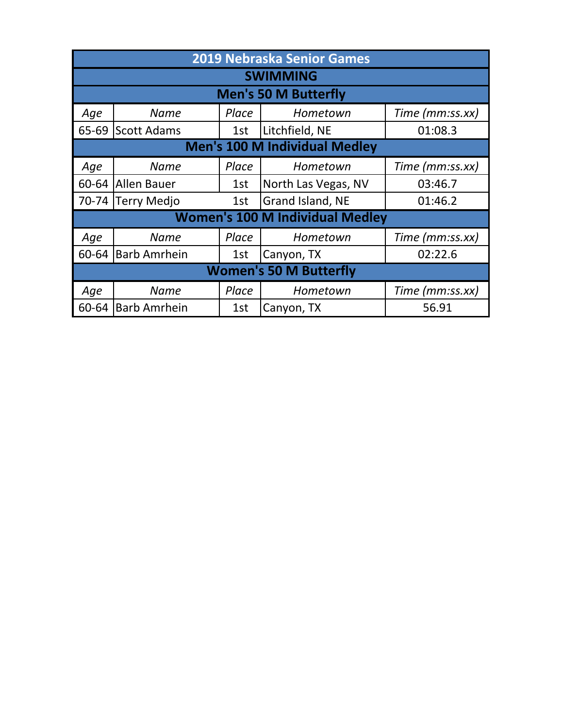# 2019 Nebraska Senior Games

## SWIMMING

### Men's 50 M Butterfly

| *Age* | *Name* | *Place* | *Hometown* | *Time (mm:ss.xx)* |
|---|---|---|---|---|
| 65-69 | Scott Adams | 1st | Litchfield, NE | 01:08.3 |

### Men's 100 M Individual Medley

| *Age* | *Name* | *Place* | *Hometown* | *Time (mm:ss.xx)* |
|---|---|---|---|---|
| 60-64 | Allen Bauer | 1st | North Las Vegas, NV | 03:46.7 |
| 70-74 | Terry Medjo | 1st | Grand Island, NE | 01:46.2 |

### Women's 100 M Individual Medley

| *Age* | *Name* | *Place* | *Hometown* | *Time (mm:ss.xx)* |
|---|---|---|---|---|
| 60-64 | Barb Amrhein | 1st | Canyon, TX | 02:22.6 |

### Women's 50 M Butterfly

| *Age* | *Name* | *Place* | *Hometown* | *Time (mm:ss.xx)* |
|---|---|---|---|---|
| 60-64 | Barb Amrhein | 1st | Canyon, TX | 56.91 |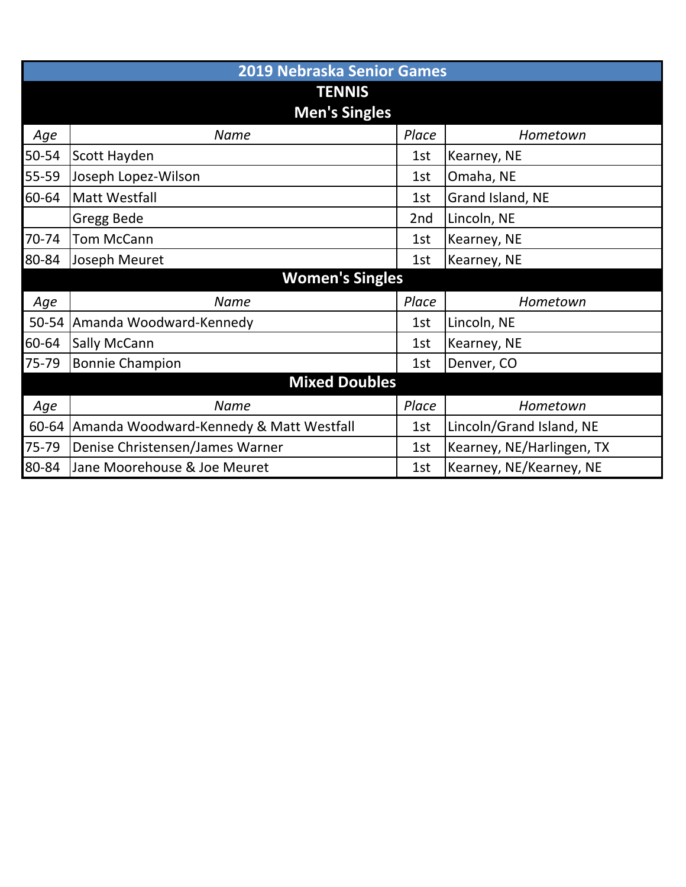# 2019 Nebraska Senior Games

## TENNIS

### Men's Singles

| *Age* | *Name* | *Place* | *Hometown* |
|---|---|---|---|
| 50-54 | Scott Hayden | 1st | Kearney, NE |
| 55-59 | Joseph Lopez-Wilson | 1st | Omaha, NE |
| 60-64 | Matt Westfall | 1st | Grand Island, NE |
| | Gregg Bede | 2nd | Lincoln, NE |
| 70-74 | Tom McCann | 1st | Kearney, NE |
| 80-84 | Joseph Meuret | 1st | Kearney, NE |

### Women's Singles

| *Age* | *Name* | *Place* | *Hometown* |
|---|---|---|---|
| 50-54 | Amanda Woodward-Kennedy | 1st | Lincoln, NE |
| 60-64 | Sally McCann | 1st | Kearney, NE |
| 75-79 | Bonnie Champion | 1st | Denver, CO |

### Mixed Doubles

| *Age* | *Name* | *Place* | *Hometown* |
|---|---|---|---|
| 60-64 | Amanda Woodward-Kennedy & Matt Westfall | 1st | Lincoln/Grand Island, NE |
| 75-79 | Denise Christensen/James Warner | 1st | Kearney, NE/Harlingen, TX |
| 80-84 | Jane Moorehouse & Joe Meuret | 1st | Kearney, NE/Kearney, NE |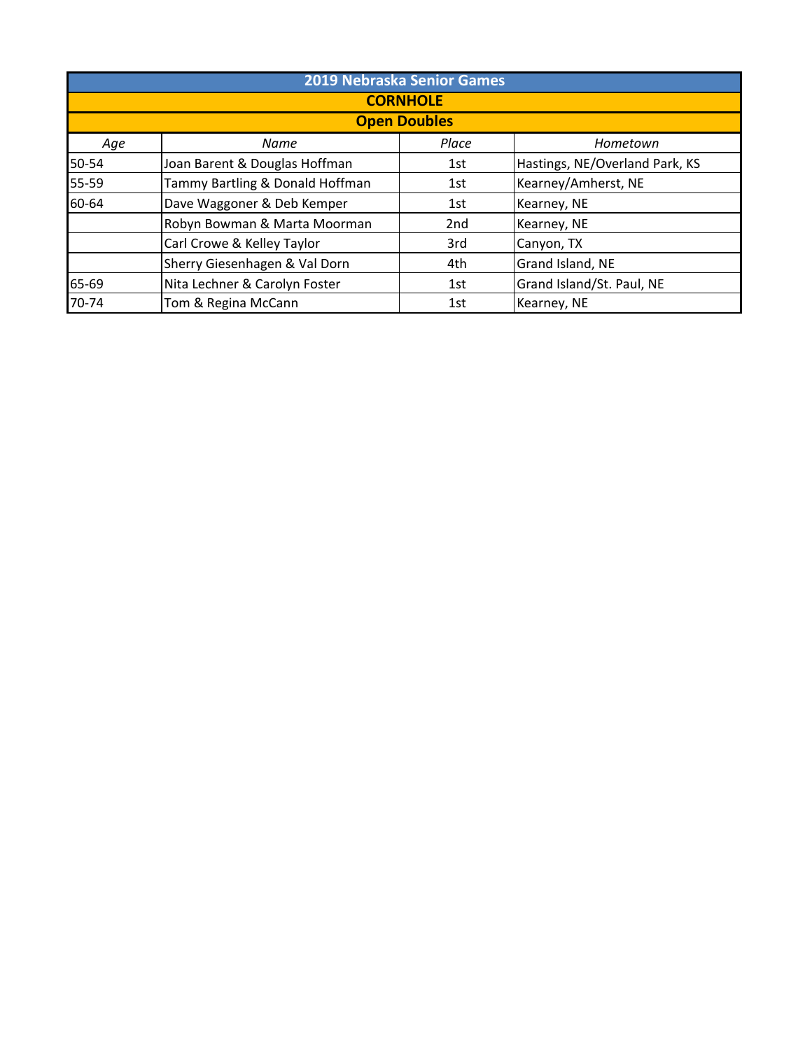## 2019 Nebraska Senior Games

### CORNHOLE

### Open Doubles

| *Age* | *Name* | *Place* | *Hometown* |
|---|---|---|---|
| 50-54 | Joan Barent & Douglas Hoffman | 1st | Hastings, NE/Overland Park, KS |
| 55-59 | Tammy Bartling & Donald Hoffman | 1st | Kearney/Amherst, NE |
| 60-64 | Dave Waggoner & Deb Kemper | 1st | Kearney, NE |
| | Robyn Bowman & Marta Moorman | 2nd | Kearney, NE |
| | Carl Crowe & Kelley Taylor | 3rd | Canyon, TX |
| | Sherry Giesenhagen & Val Dorn | 4th | Grand Island, NE |
| 65-69 | Nita Lechner & Carolyn Foster | 1st | Grand Island/St. Paul, NE |
| 70-74 | Tom & Regina McCann | 1st | Kearney, NE |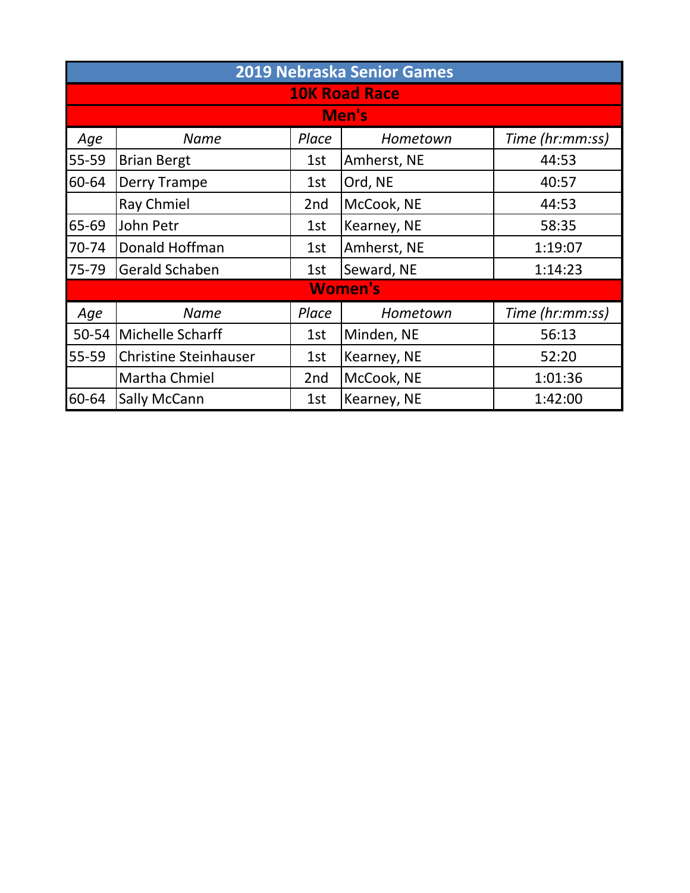# 2019 Nebraska Senior Games

## 10K Road Race

### Men's

| Age | Name | Place | Hometown | Time (hr:mm:ss) |
|---|---|---|---|---|
| 55-59 | Brian Bergt | 1st | Amherst, NE | 44:53 |
| 60-64 | Derry Trampe | 1st | Ord, NE | 40:57 |
| | Ray Chmiel | 2nd | McCook, NE | 44:53 |
| 65-69 | John Petr | 1st | Kearney, NE | 58:35 |
| 70-74 | Donald Hoffman | 1st | Amherst, NE | 1:19:07 |
| 75-79 | Gerald Schaben | 1st | Seward, NE | 1:14:23 |

### Women's

| Age | Name | Place | Hometown | Time (hr:mm:ss) |
|---|---|---|---|---|
| 50-54 | Michelle Scharff | 1st | Minden, NE | 56:13 |
| 55-59 | Christine Steinhauser | 1st | Kearney, NE | 52:20 |
| | Martha Chmiel | 2nd | McCook, NE | 1:01:36 |
| 60-64 | Sally McCann | 1st | Kearney, NE | 1:42:00 |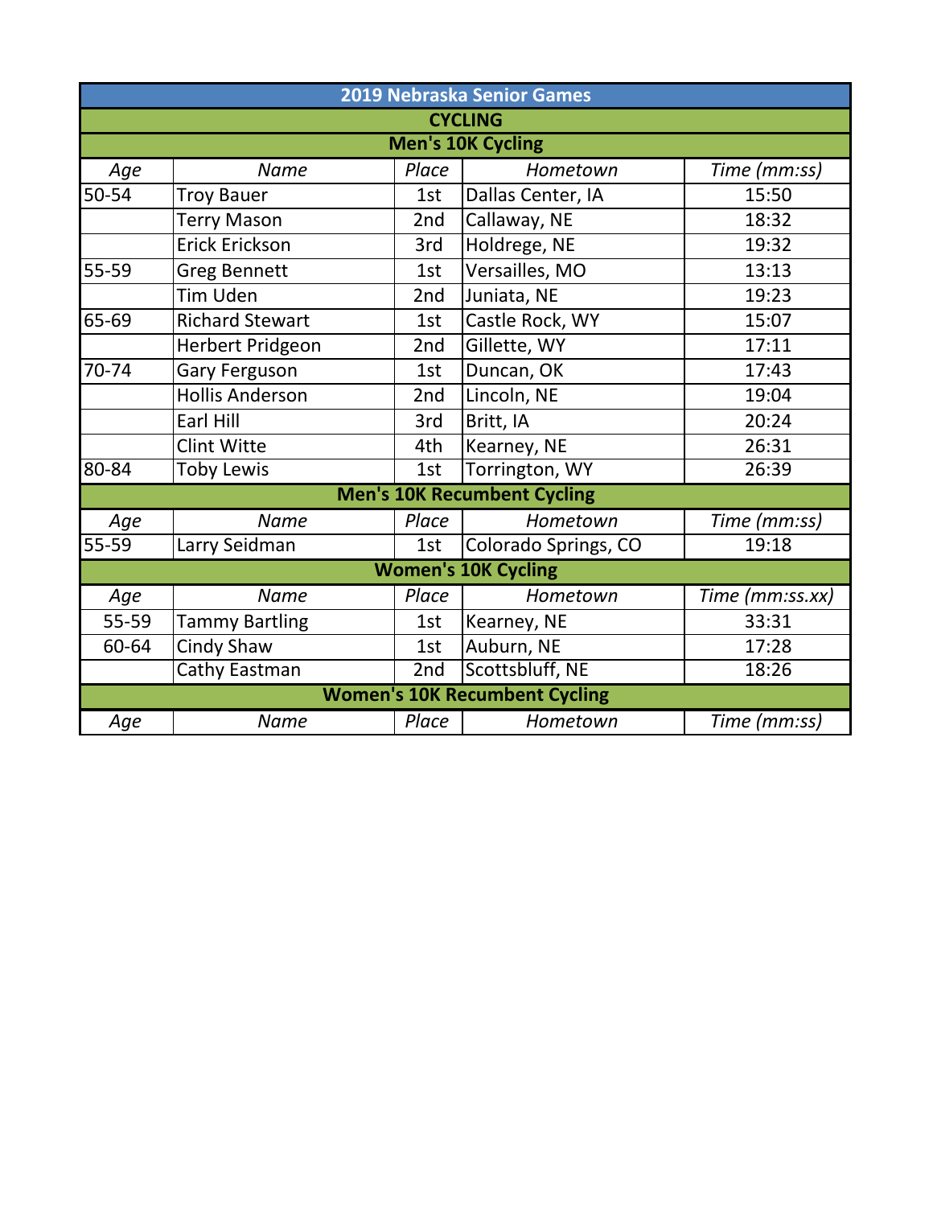# 2019 Nebraska Senior Games

## CYCLING

### Men's 10K Cycling

| Age | Name | Place | Hometown | Time (mm:ss) |
|---|---|---|---|---|
| 50-54 | Troy Bauer | 1st | Dallas Center, IA | 15:50 |
| | Terry Mason | 2nd | Callaway, NE | 18:32 |
| | Erick Erickson | 3rd | Holdrege, NE | 19:32 |
| 55-59 | Greg Bennett | 1st | Versailles, MO | 13:13 |
| | Tim Uden | 2nd | Juniata, NE | 19:23 |
| 65-69 | Richard Stewart | 1st | Castle Rock, WY | 15:07 |
| | Herbert Pridgeon | 2nd | Gillette, WY | 17:11 |
| 70-74 | Gary Ferguson | 1st | Duncan, OK | 17:43 |
| | Hollis Anderson | 2nd | Lincoln, NE | 19:04 |
| | Earl Hill | 3rd | Britt, IA | 20:24 |
| | Clint Witte | 4th | Kearney, NE | 26:31 |
| 80-84 | Toby Lewis | 1st | Torrington, WY | 26:39 |

### Men's 10K Recumbent Cycling

| Age | Name | Place | Hometown | Time (mm:ss) |
|---|---|---|---|---|
| 55-59 | Larry Seidman | 1st | Colorado Springs, CO | 19:18 |

### Women's 10K Cycling

| Age | Name | Place | Hometown | Time (mm:ss.xx) |
|---|---|---|---|---|
| 55-59 | Tammy Bartling | 1st | Kearney, NE | 33:31 |
| 60-64 | Cindy Shaw | 1st | Auburn, NE | 17:28 |
| | Cathy Eastman | 2nd | Scottsbluff, NE | 18:26 |

### Women's 10K Recumbent Cycling

| Age | Name | Place | Hometown | Time (mm:ss) |
|---|---|---|---|---|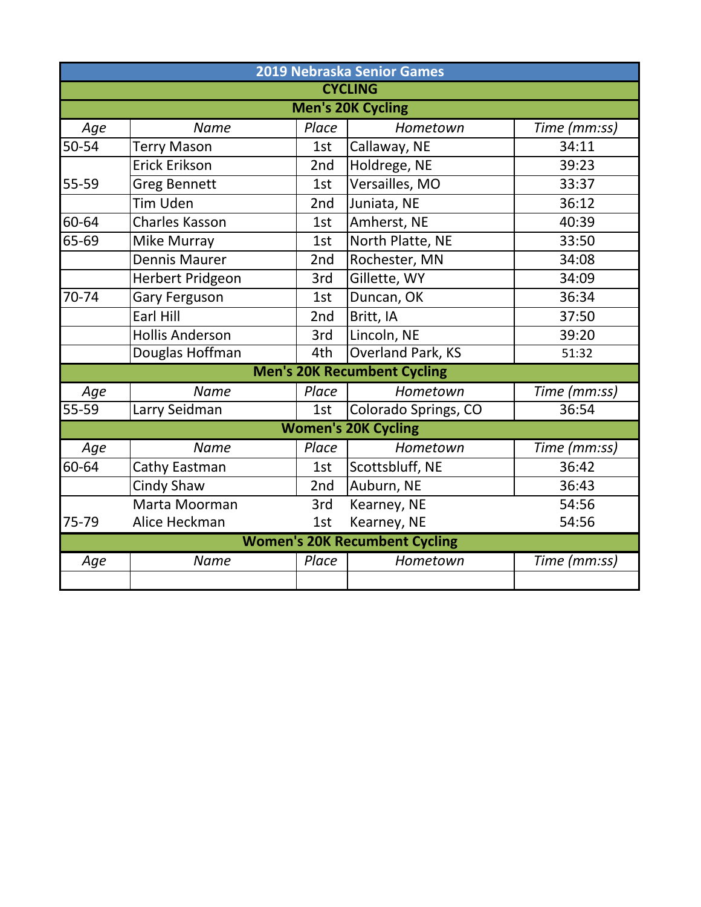# 2019 Nebraska Senior Games

## CYCLING

### Men's 20K Cycling

| Age | Name | Place | Hometown | Time (mm:ss) |
|---|---|---|---|---|
| 50-54 | Terry Mason | 1st | Callaway, NE | 34:11 |
| | Erick Erikson | 2nd | Holdrege, NE | 39:23 |
| 55-59 | Greg Bennett | 1st | Versailles, MO | 33:37 |
| | Tim Uden | 2nd | Juniata, NE | 36:12 |
| 60-64 | Charles Kasson | 1st | Amherst, NE | 40:39 |
| 65-69 | Mike Murray | 1st | North Platte, NE | 33:50 |
| | Dennis Maurer | 2nd | Rochester, MN | 34:08 |
| | Herbert Pridgeon | 3rd | Gillette, WY | 34:09 |
| 70-74 | Gary Ferguson | 1st | Duncan, OK | 36:34 |
| | Earl Hill | 2nd | Britt, IA | 37:50 |
| | Hollis Anderson | 3rd | Lincoln, NE | 39:20 |
| | Douglas Hoffman | 4th | Overland Park, KS | 51:32 |

### Men's 20K Recumbent Cycling

| Age | Name | Place | Hometown | Time (mm:ss) |
|---|---|---|---|---|
| 55-59 | Larry Seidman | 1st | Colorado Springs, CO | 36:54 |

### Women's 20K Cycling

| Age | Name | Place | Hometown | Time (mm:ss) |
|---|---|---|---|---|
| 60-64 | Cathy Eastman | 1st | Scottsbluff, NE | 36:42 |
| | Cindy Shaw | 2nd | Auburn, NE | 36:43 |
| | Marta Moorman | 3rd | Kearney, NE | 54:56 |
| 75-79 | Alice Heckman | 1st | Kearney, NE | 54:56 |

### Women's 20K Recumbent Cycling

| Age | Name | Place | Hometown | Time (mm:ss) |
|---|---|---|---|---|
| | | | | |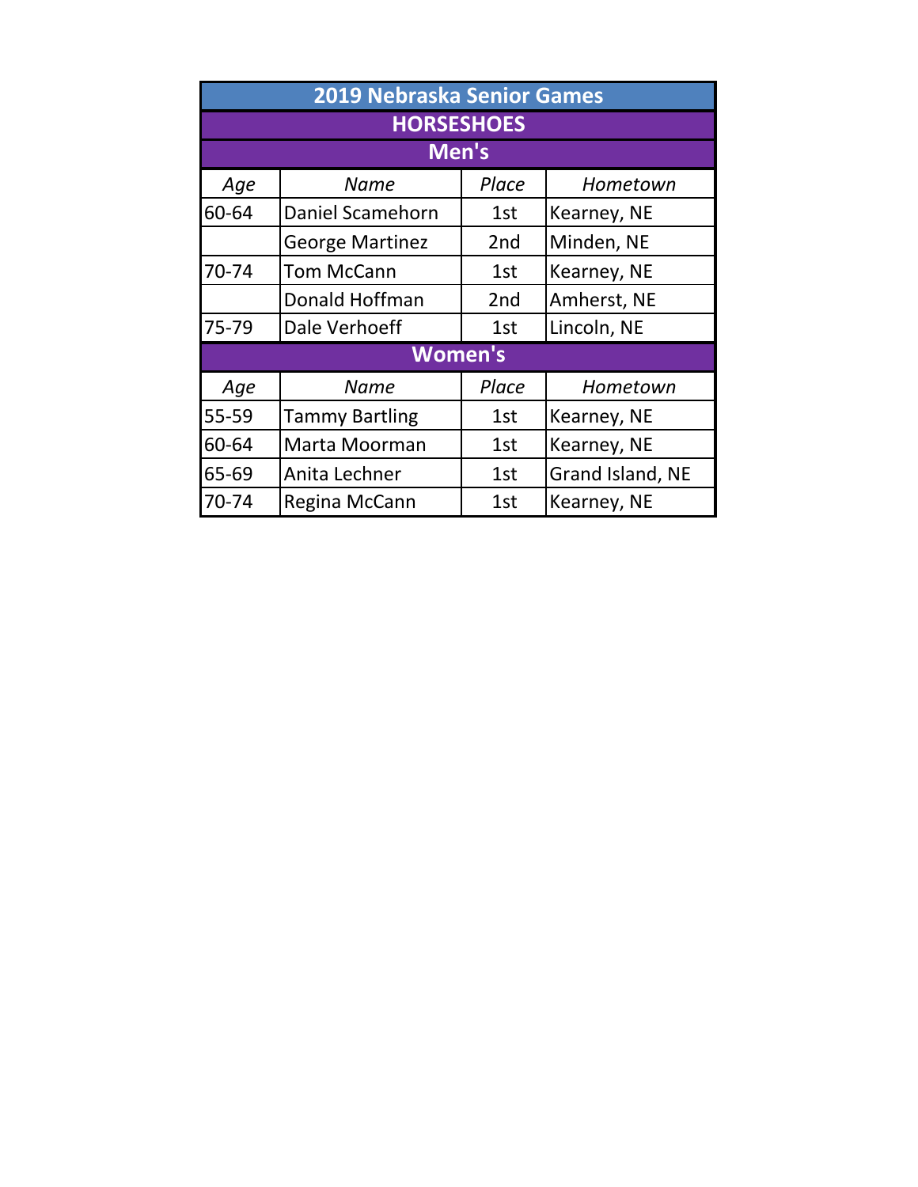# 2019 Nebraska Senior Games

## HORSESHOES

### Men's

| *Age* | *Name* | *Place* | *Hometown* |
|---|---|---|---|
| 60-64 | Daniel Scamehorn | 1st | Kearney, NE |
| | George Martinez | 2nd | Minden, NE |
| 70-74 | Tom McCann | 1st | Kearney, NE |
| | Donald Hoffman | 2nd | Amherst, NE |
| 75-79 | Dale Verhoeff | 1st | Lincoln, NE |

### Women's

| *Age* | *Name* | *Place* | *Hometown* |
|---|---|---|---|
| 55-59 | Tammy Bartling | 1st | Kearney, NE |
| 60-64 | Marta Moorman | 1st | Kearney, NE |
| 65-69 | Anita Lechner | 1st | Grand Island, NE |
| 70-74 | Regina McCann | 1st | Kearney, NE |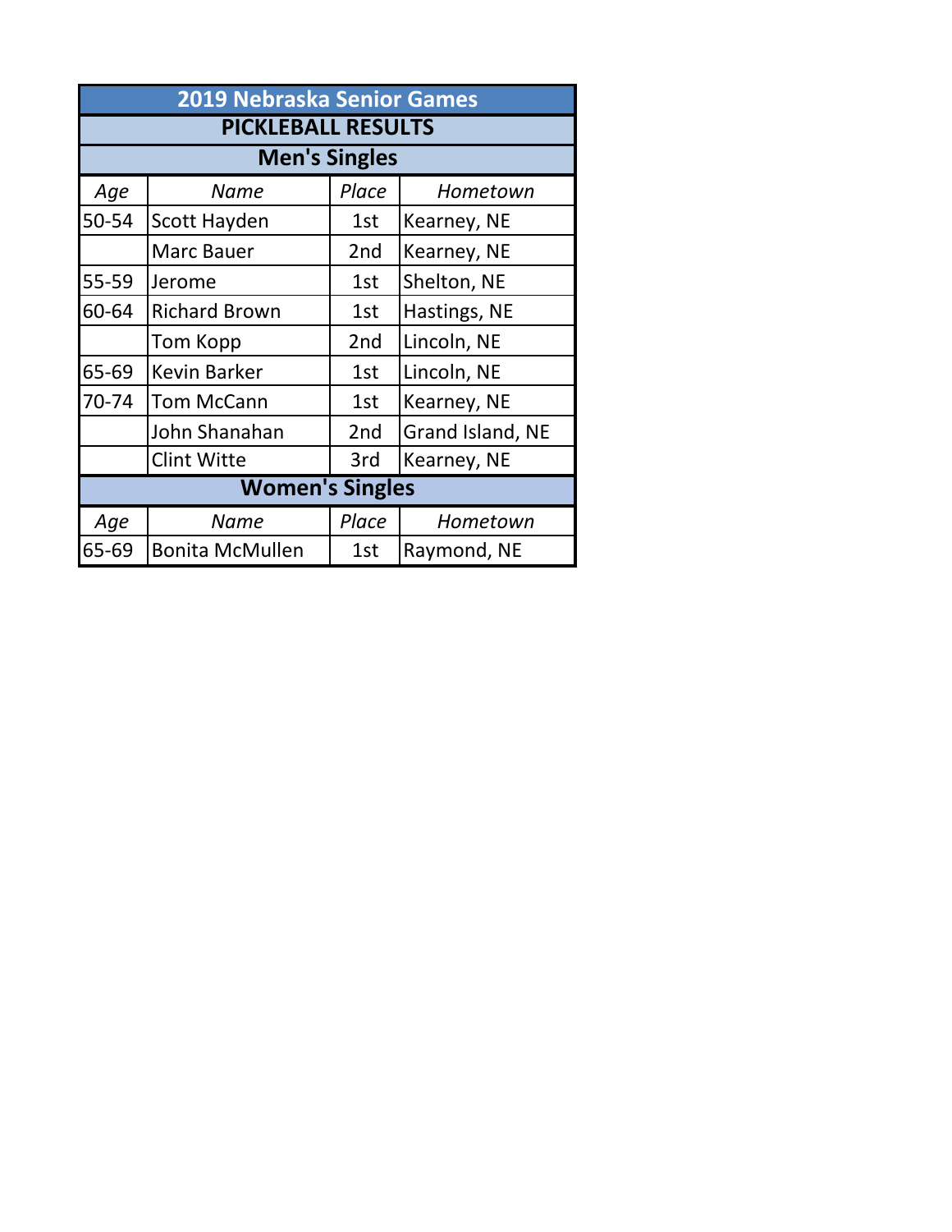# 2019 Nebraska Senior Games

## PICKLEBALL RESULTS

### Men's Singles

| *Age* | *Name* | *Place* | *Hometown* |
|---|---|---|---|
| 50-54 | Scott Hayden | 1st | Kearney, NE |
| | Marc Bauer | 2nd | Kearney, NE |
| 55-59 | Jerome | 1st | Shelton, NE |
| 60-64 | Richard Brown | 1st | Hastings, NE |
| | Tom Kopp | 2nd | Lincoln, NE |
| 65-69 | Kevin Barker | 1st | Lincoln, NE |
| 70-74 | Tom McCann | 1st | Kearney, NE |
| | John Shanahan | 2nd | Grand Island, NE |
| | Clint Witte | 3rd | Kearney, NE |

### Women's Singles

| *Age* | *Name* | *Place* | *Hometown* |
|---|---|---|---|
| 65-69 | Bonita McMullen | 1st | Raymond, NE |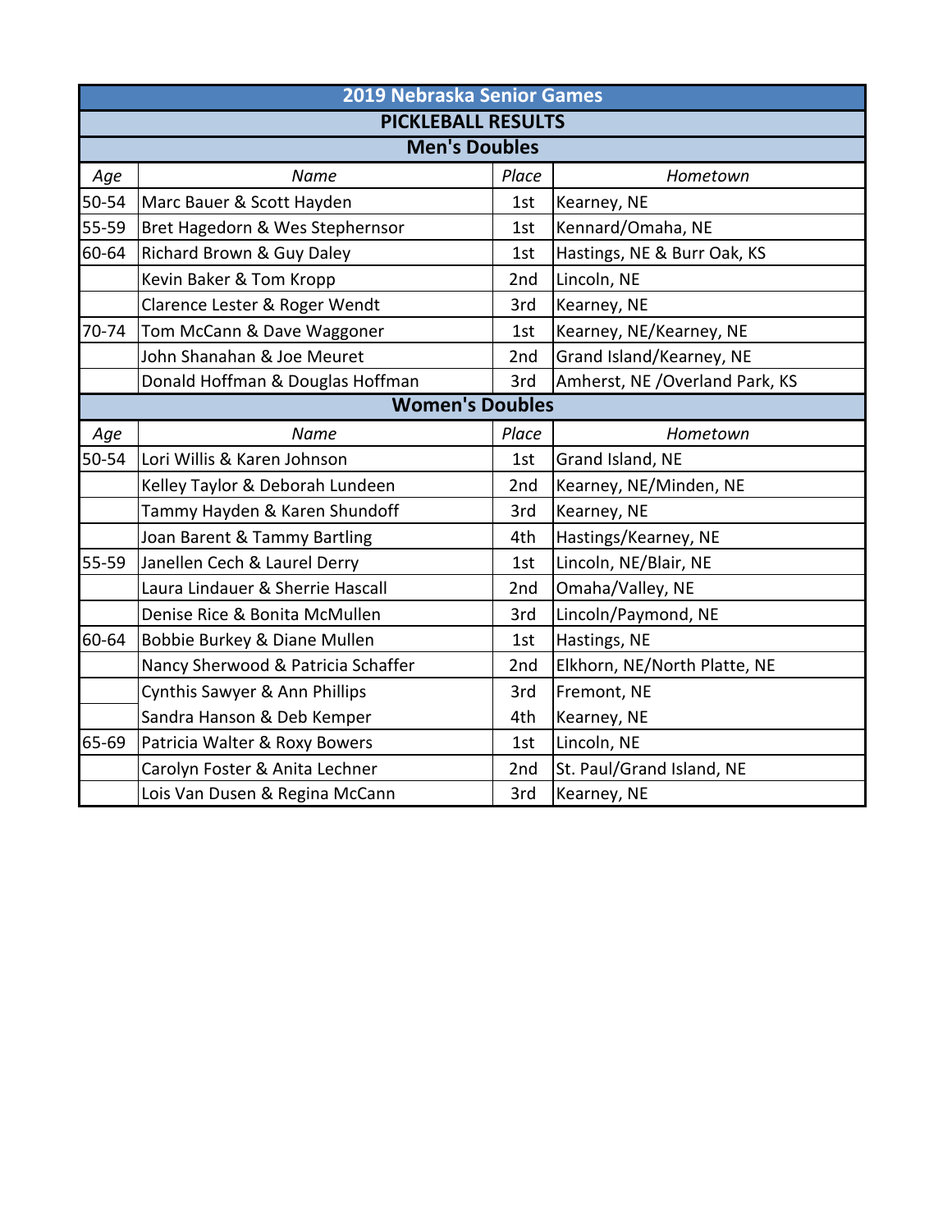# 2019 Nebraska Senior Games

## PICKLEBALL RESULTS

### Men's Doubles

| Age | Name | Place | Hometown |
|---|---|---|---|
| 50-54 | Marc Bauer & Scott Hayden | 1st | Kearney, NE |
| 55-59 | Bret Hagedorn & Wes Stephernsor | 1st | Kennard/Omaha, NE |
| 60-64 | Richard Brown & Guy Daley | 1st | Hastings, NE & Burr Oak, KS |
| | Kevin Baker & Tom Kropp | 2nd | Lincoln, NE |
| | Clarence Lester & Roger Wendt | 3rd | Kearney, NE |
| 70-74 | Tom McCann & Dave Waggoner | 1st | Kearney, NE/Kearney, NE |
| | John Shanahan & Joe Meuret | 2nd | Grand Island/Kearney, NE |
| | Donald Hoffman & Douglas Hoffman | 3rd | Amherst, NE /Overland Park, KS |

### Women's Doubles

| Age | Name | Place | Hometown |
|---|---|---|---|
| 50-54 | Lori Willis & Karen Johnson | 1st | Grand Island, NE |
| | Kelley Taylor & Deborah Lundeen | 2nd | Kearney, NE/Minden, NE |
| | Tammy Hayden & Karen Shundoff | 3rd | Kearney, NE |
| | Joan Barent & Tammy Bartling | 4th | Hastings/Kearney, NE |
| 55-59 | Janellen Cech & Laurel Derry | 1st | Lincoln, NE/Blair, NE |
| | Laura Lindauer & Sherrie Hascall | 2nd | Omaha/Valley, NE |
| | Denise Rice & Bonita McMullen | 3rd | Lincoln/Paymond, NE |
| 60-64 | Bobbie Burkey & Diane Mullen | 1st | Hastings, NE |
| | Nancy Sherwood & Patricia Schaffer | 2nd | Elkhorn, NE/North Platte, NE |
| | Cynthis Sawyer & Ann Phillips | 3rd | Fremont, NE |
| | Sandra Hanson & Deb Kemper | 4th | Kearney, NE |
| 65-69 | Patricia Walter & Roxy Bowers | 1st | Lincoln, NE |
| | Carolyn Foster & Anita Lechner | 2nd | St. Paul/Grand Island, NE |
| | Lois Van Dusen & Regina McCann | 3rd | Kearney, NE |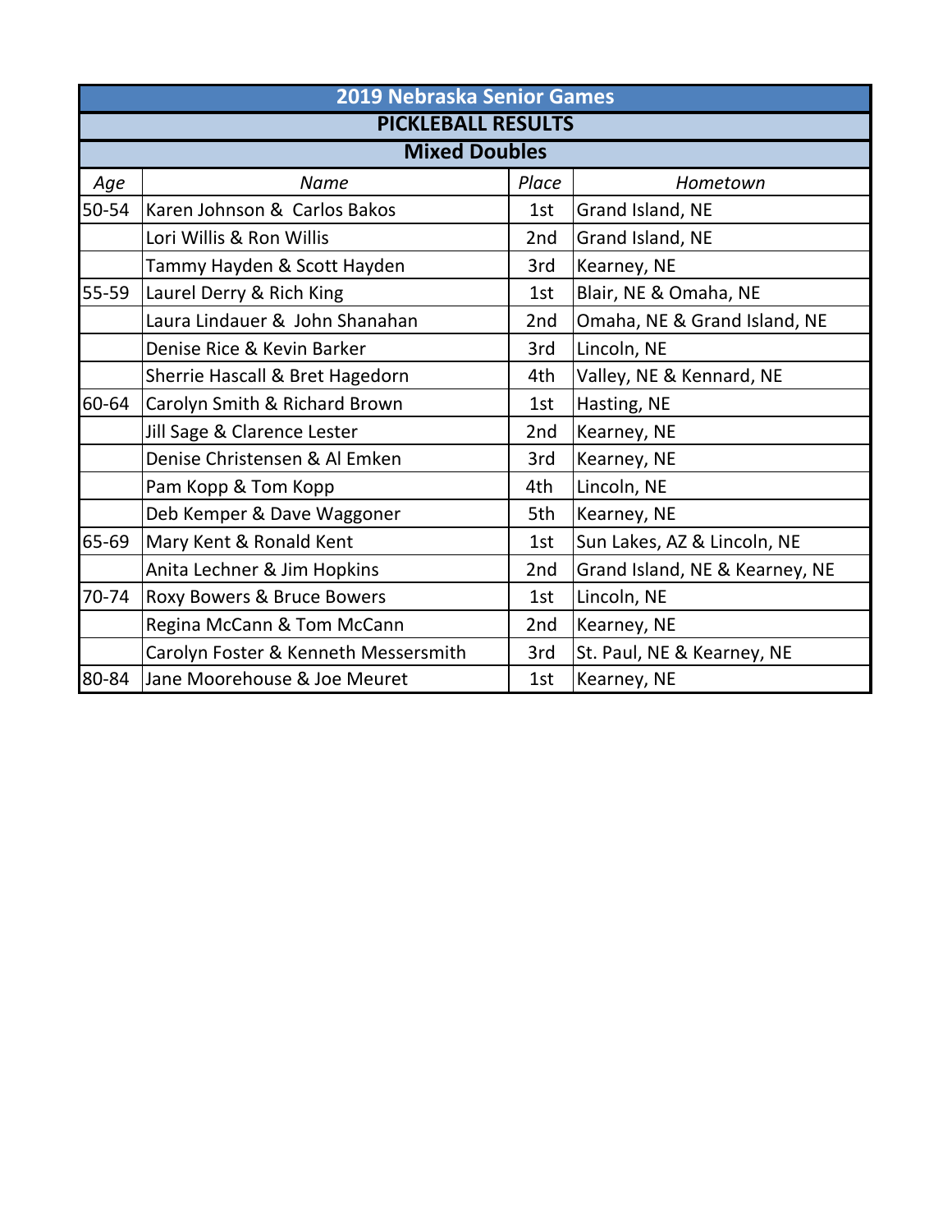# 2019 Nebraska Senior Games

## PICKLEBALL RESULTS

### Mixed Doubles

| *Age* | *Name* | *Place* | *Hometown* |
|---|---|---|---|
| 50-54 | Karen Johnson & Carlos Bakos | 1st | Grand Island, NE |
| | Lori Willis & Ron Willis | 2nd | Grand Island, NE |
| | Tammy Hayden & Scott Hayden | 3rd | Kearney, NE |
| 55-59 | Laurel Derry & Rich King | 1st | Blair, NE & Omaha, NE |
| | Laura Lindauer & John Shanahan | 2nd | Omaha, NE & Grand Island, NE |
| | Denise Rice & Kevin Barker | 3rd | Lincoln, NE |
| | Sherrie Hascall & Bret Hagedorn | 4th | Valley, NE & Kennard, NE |
| 60-64 | Carolyn Smith & Richard Brown | 1st | Hasting, NE |
| | Jill Sage & Clarence Lester | 2nd | Kearney, NE |
| | Denise Christensen & Al Emken | 3rd | Kearney, NE |
| | Pam Kopp & Tom Kopp | 4th | Lincoln, NE |
| | Deb Kemper & Dave Waggoner | 5th | Kearney, NE |
| 65-69 | Mary Kent & Ronald Kent | 1st | Sun Lakes, AZ & Lincoln, NE |
| | Anita Lechner & Jim Hopkins | 2nd | Grand Island, NE & Kearney, NE |
| 70-74 | Roxy Bowers & Bruce Bowers | 1st | Lincoln, NE |
| | Regina McCann & Tom McCann | 2nd | Kearney, NE |
| | Carolyn Foster & Kenneth Messersmith | 3rd | St. Paul, NE & Kearney, NE |
| 80-84 | Jane Moorehouse & Joe Meuret | 1st | Kearney, NE |